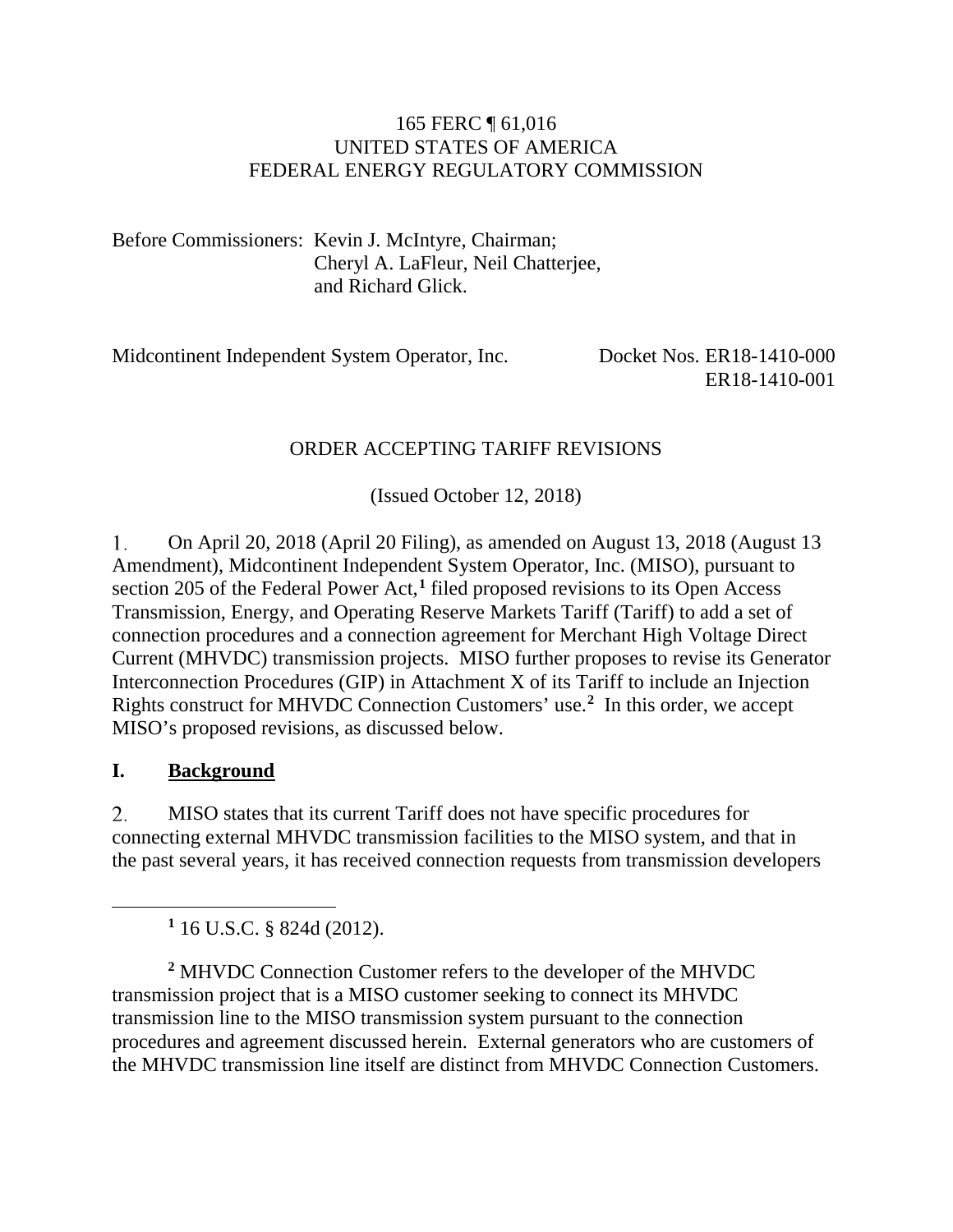165 FERC ¶ 61,016
UNITED STATES OF AMERICA
FEDERAL ENERGY REGULATORY COMMISSION

Before Commissioners: Kevin J. McIntyre, Chairman;
Cheryl A. LaFleur, Neil Chatterjee,
and Richard Glick.

Midcontinent Independent System Operator, Inc. Docket Nos. ER18-1410-000
ER18-1410-001

ORDER ACCEPTING TARIFF REVISIONS

(Issued October 12, 2018)

1. On April 20, 2018 (April 20 Filing), as amended on August 13, 2018 (August 13 Amendment), Midcontinent Independent System Operator, Inc. (MISO), pursuant to section 205 of the Federal Power Act,[1] filed proposed revisions to its Open Access Transmission, Energy, and Operating Reserve Markets Tariff (Tariff) to add a set of connection procedures and a connection agreement for Merchant High Voltage Direct Current (MHVDC) transmission projects. MISO further proposes to revise its Generator Interconnection Procedures (GIP) in Attachment X of its Tariff to include an Injection Rights construct for MHVDC Connection Customers' use.[2] In this order, we accept MISO's proposed revisions, as discussed below.

## I. Background

2. MISO states that its current Tariff does not have specific procedures for connecting external MHVDC transmission facilities to the MISO system, and that in the past several years, it has received connection requests from transmission developers

[1] 16 U.S.C. § 824d (2012).

[2] MHVDC Connection Customer refers to the developer of the MHVDC transmission project that is a MISO customer seeking to connect its MHVDC transmission line to the MISO transmission system pursuant to the connection procedures and agreement discussed herein. External generators who are customers of the MHVDC transmission line itself are distinct from MHVDC Connection Customers.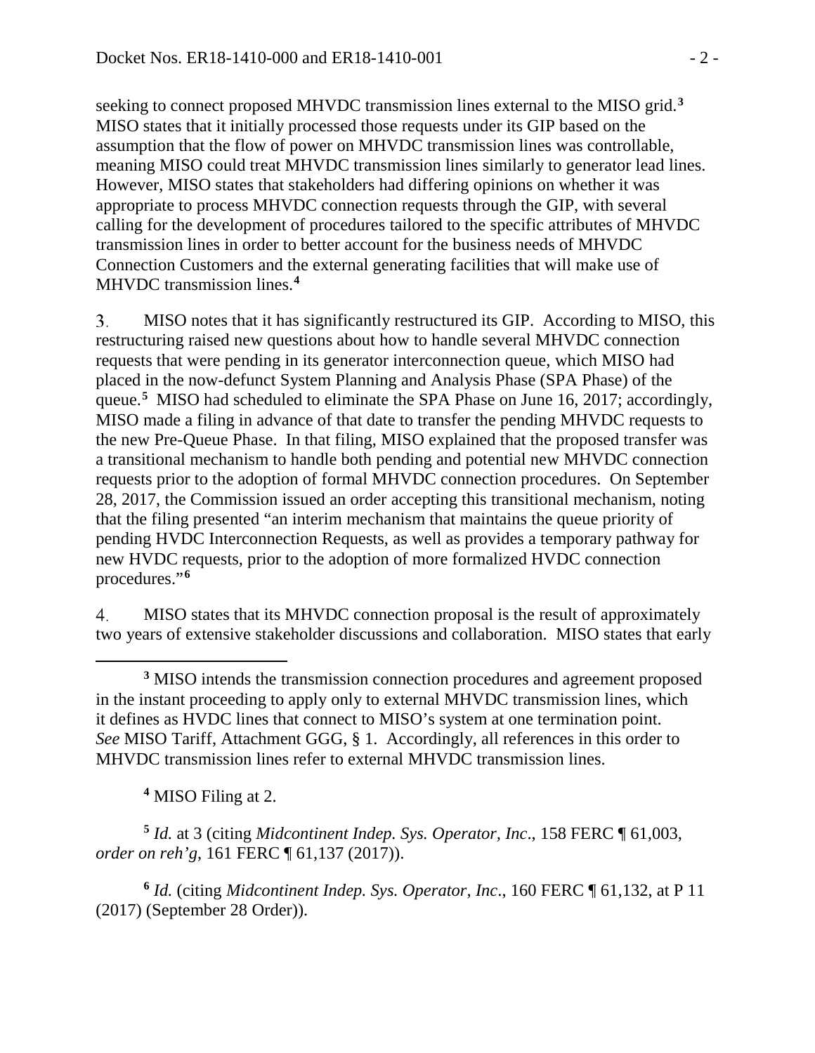seeking to connect proposed MHVDC transmission lines external to the MISO grid.[3] MISO states that it initially processed those requests under its GIP based on the assumption that the flow of power on MHVDC transmission lines was controllable, meaning MISO could treat MHVDC transmission lines similarly to generator lead lines. However, MISO states that stakeholders had differing opinions on whether it was appropriate to process MHVDC connection requests through the GIP, with several calling for the development of procedures tailored to the specific attributes of MHVDC transmission lines in order to better account for the business needs of MHVDC Connection Customers and the external generating facilities that will make use of MHVDC transmission lines.[4]

3. MISO notes that it has significantly restructured its GIP. According to MISO, this restructuring raised new questions about how to handle several MHVDC connection requests that were pending in its generator interconnection queue, which MISO had placed in the now-defunct System Planning and Analysis Phase (SPA Phase) of the queue.[5] MISO had scheduled to eliminate the SPA Phase on June 16, 2017; accordingly, MISO made a filing in advance of that date to transfer the pending MHVDC requests to the new Pre-Queue Phase. In that filing, MISO explained that the proposed transfer was a transitional mechanism to handle both pending and potential new MHVDC connection requests prior to the adoption of formal MHVDC connection procedures. On September 28, 2017, the Commission issued an order accepting this transitional mechanism, noting that the filing presented "an interim mechanism that maintains the queue priority of pending HVDC Interconnection Requests, as well as provides a temporary pathway for new HVDC requests, prior to the adoption of more formalized HVDC connection procedures."[6]

4. MISO states that its MHVDC connection proposal is the result of approximately two years of extensive stakeholder discussions and collaboration. MISO states that early

---

[3] MISO intends the transmission connection procedures and agreement proposed in the instant proceeding to apply only to external MHVDC transmission lines, which it defines as HVDC lines that connect to MISO's system at one termination point. *See* MISO Tariff, Attachment GGG, § 1. Accordingly, all references in this order to MHVDC transmission lines refer to external MHVDC transmission lines.

[4] MISO Filing at 2.

[5] *Id.* at 3 (citing *Midcontinent Indep. Sys. Operator, Inc*., 158 FERC ¶ 61,003, *order on reh'g*, 161 FERC ¶ 61,137 (2017)).

[6] *Id.* (citing *Midcontinent Indep. Sys. Operator, Inc*., 160 FERC ¶ 61,132, at P 11 (2017) (September 28 Order)).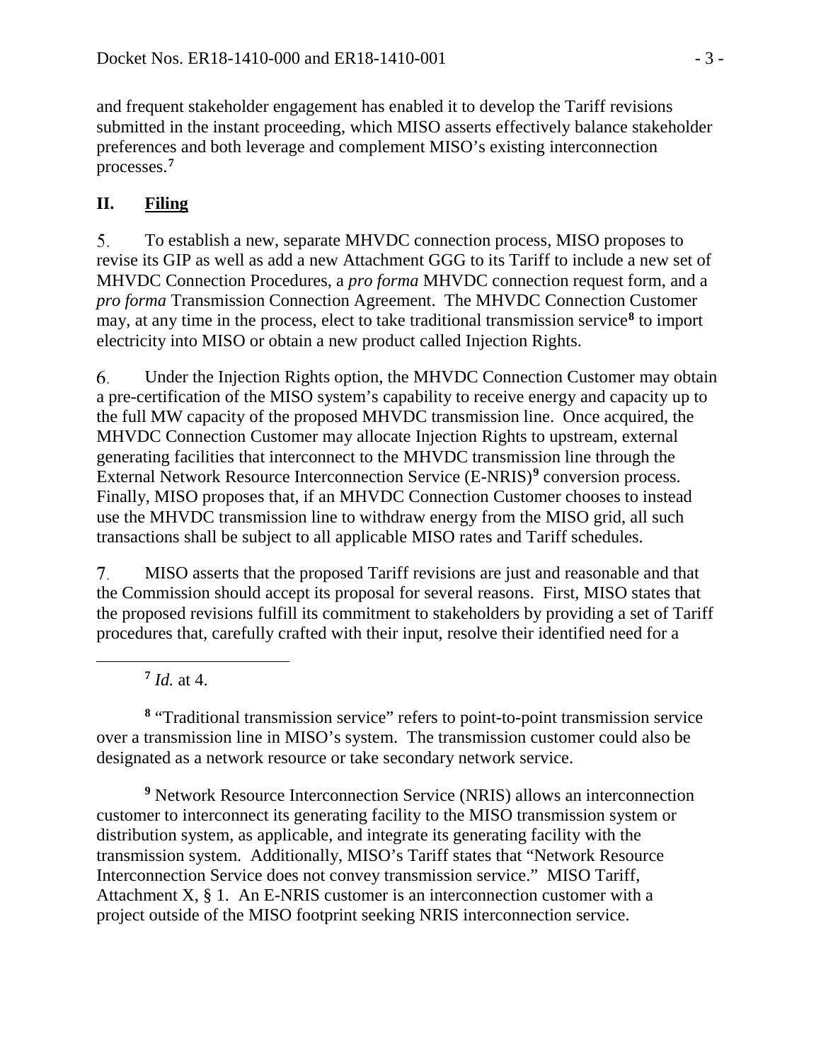and frequent stakeholder engagement has enabled it to develop the Tariff revisions submitted in the instant proceeding, which MISO asserts effectively balance stakeholder preferences and both leverage and complement MISO's existing interconnection processes.[7]

## II. Filing

5. To establish a new, separate MHVDC connection process, MISO proposes to revise its GIP as well as add a new Attachment GGG to its Tariff to include a new set of MHVDC Connection Procedures, a *pro forma* MHVDC connection request form, and a *pro forma* Transmission Connection Agreement. The MHVDC Connection Customer may, at any time in the process, elect to take traditional transmission service[8] to import electricity into MISO or obtain a new product called Injection Rights.

6. Under the Injection Rights option, the MHVDC Connection Customer may obtain a pre-certification of the MISO system's capability to receive energy and capacity up to the full MW capacity of the proposed MHVDC transmission line. Once acquired, the MHVDC Connection Customer may allocate Injection Rights to upstream, external generating facilities that interconnect to the MHVDC transmission line through the External Network Resource Interconnection Service (E-NRIS)[9] conversion process. Finally, MISO proposes that, if an MHVDC Connection Customer chooses to instead use the MHVDC transmission line to withdraw energy from the MISO grid, all such transactions shall be subject to all applicable MISO rates and Tariff schedules.

7. MISO asserts that the proposed Tariff revisions are just and reasonable and that the Commission should accept its proposal for several reasons. First, MISO states that the proposed revisions fulfill its commitment to stakeholders by providing a set of Tariff procedures that, carefully crafted with their input, resolve their identified need for a

---

[7] *Id.* at 4.

[8] "Traditional transmission service" refers to point-to-point transmission service over a transmission line in MISO's system. The transmission customer could also be designated as a network resource or take secondary network service.

[9] Network Resource Interconnection Service (NRIS) allows an interconnection customer to interconnect its generating facility to the MISO transmission system or distribution system, as applicable, and integrate its generating facility with the transmission system. Additionally, MISO's Tariff states that "Network Resource Interconnection Service does not convey transmission service." MISO Tariff, Attachment X, § 1. An E-NRIS customer is an interconnection customer with a project outside of the MISO footprint seeking NRIS interconnection service.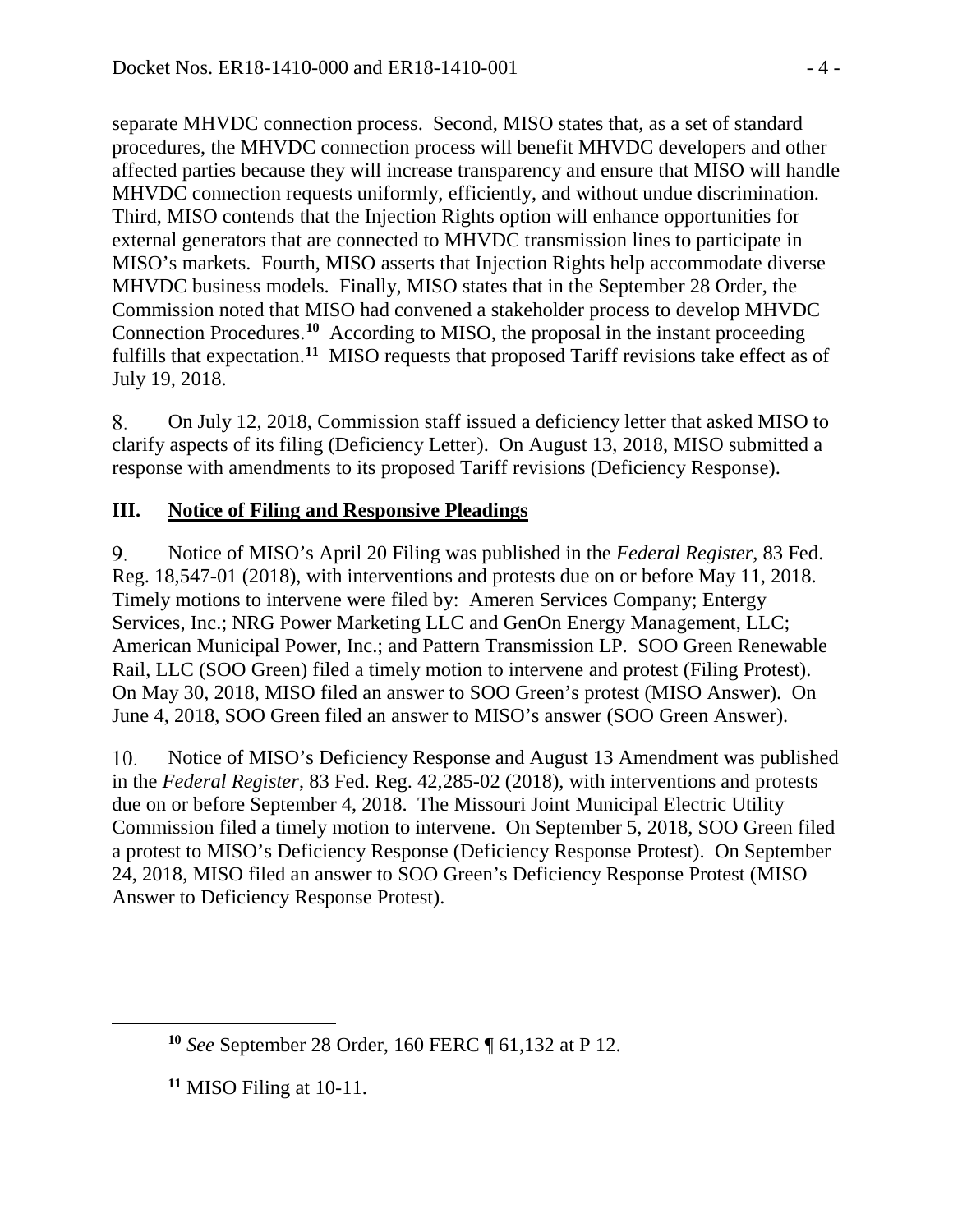separate MHVDC connection process. Second, MISO states that, as a set of standard procedures, the MHVDC connection process will benefit MHVDC developers and other affected parties because they will increase transparency and ensure that MISO will handle MHVDC connection requests uniformly, efficiently, and without undue discrimination. Third, MISO contends that the Injection Rights option will enhance opportunities for external generators that are connected to MHVDC transmission lines to participate in MISO's markets. Fourth, MISO asserts that Injection Rights help accommodate diverse MHVDC business models. Finally, MISO states that in the September 28 Order, the Commission noted that MISO had convened a stakeholder process to develop MHVDC Connection Procedures.[10] According to MISO, the proposal in the instant proceeding fulfills that expectation.[11] MISO requests that proposed Tariff revisions take effect as of July 19, 2018.

8. On July 12, 2018, Commission staff issued a deficiency letter that asked MISO to clarify aspects of its filing (Deficiency Letter). On August 13, 2018, MISO submitted a response with amendments to its proposed Tariff revisions (Deficiency Response).

## III. Notice of Filing and Responsive Pleadings

9. Notice of MISO's April 20 Filing was published in the *Federal Register*, 83 Fed. Reg. 18,547-01 (2018), with interventions and protests due on or before May 11, 2018. Timely motions to intervene were filed by: Ameren Services Company; Entergy Services, Inc.; NRG Power Marketing LLC and GenOn Energy Management, LLC; American Municipal Power, Inc.; and Pattern Transmission LP. SOO Green Renewable Rail, LLC (SOO Green) filed a timely motion to intervene and protest (Filing Protest). On May 30, 2018, MISO filed an answer to SOO Green's protest (MISO Answer). On June 4, 2018, SOO Green filed an answer to MISO's answer (SOO Green Answer).

10. Notice of MISO's Deficiency Response and August 13 Amendment was published in the *Federal Register*, 83 Fed. Reg. 42,285-02 (2018), with interventions and protests due on or before September 4, 2018. The Missouri Joint Municipal Electric Utility Commission filed a timely motion to intervene. On September 5, 2018, SOO Green filed a protest to MISO's Deficiency Response (Deficiency Response Protest). On September 24, 2018, MISO filed an answer to SOO Green's Deficiency Response Protest (MISO Answer to Deficiency Response Protest).

---

[10] *See* September 28 Order, 160 FERC ¶ 61,132 at P 12.

[11] MISO Filing at 10-11.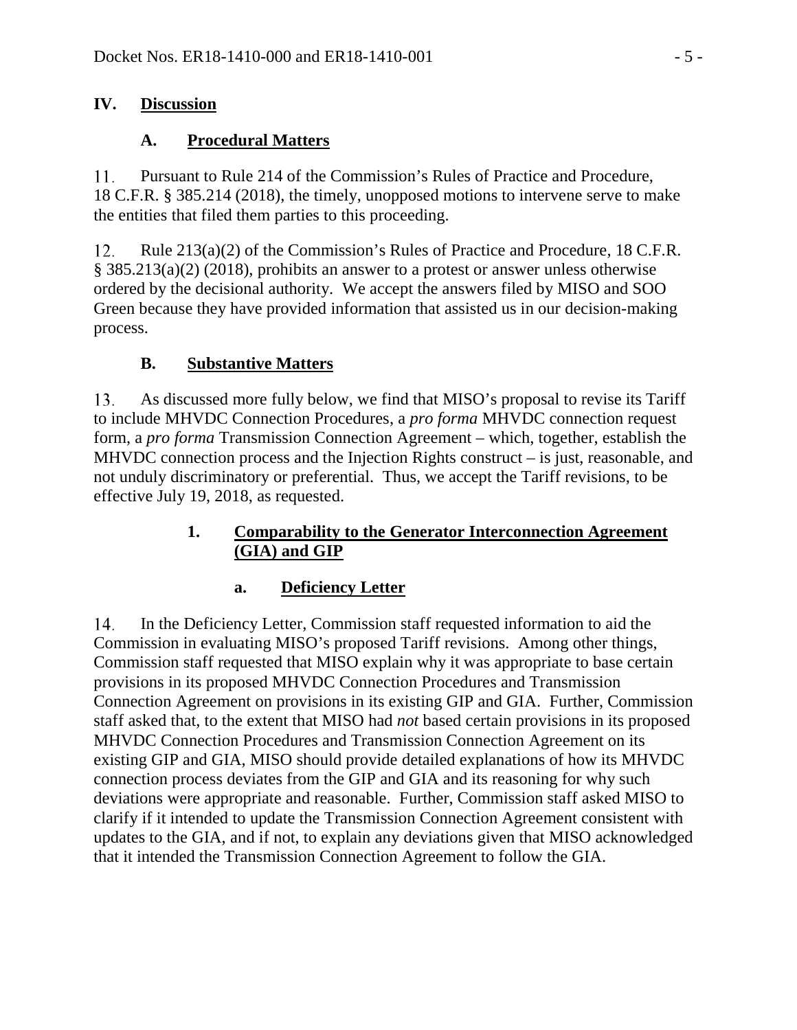## IV. Discussion

### A. Procedural Matters

11. Pursuant to Rule 214 of the Commission's Rules of Practice and Procedure, 18 C.F.R. § 385.214 (2018), the timely, unopposed motions to intervene serve to make the entities that filed them parties to this proceeding.

12. Rule 213(a)(2) of the Commission's Rules of Practice and Procedure, 18 C.F.R. § 385.213(a)(2) (2018), prohibits an answer to a protest or answer unless otherwise ordered by the decisional authority. We accept the answers filed by MISO and SOO Green because they have provided information that assisted us in our decision-making process.

### B. Substantive Matters

13. As discussed more fully below, we find that MISO's proposal to revise its Tariff to include MHVDC Connection Procedures, a *pro forma* MHVDC connection request form, a *pro forma* Transmission Connection Agreement – which, together, establish the MHVDC connection process and the Injection Rights construct – is just, reasonable, and not unduly discriminatory or preferential. Thus, we accept the Tariff revisions, to be effective July 19, 2018, as requested.

#### 1. Comparability to the Generator Interconnection Agreement (GIA) and GIP

##### a. Deficiency Letter

14. In the Deficiency Letter, Commission staff requested information to aid the Commission in evaluating MISO's proposed Tariff revisions. Among other things, Commission staff requested that MISO explain why it was appropriate to base certain provisions in its proposed MHVDC Connection Procedures and Transmission Connection Agreement on provisions in its existing GIP and GIA. Further, Commission staff asked that, to the extent that MISO had *not* based certain provisions in its proposed MHVDC Connection Procedures and Transmission Connection Agreement on its existing GIP and GIA, MISO should provide detailed explanations of how its MHVDC connection process deviates from the GIP and GIA and its reasoning for why such deviations were appropriate and reasonable. Further, Commission staff asked MISO to clarify if it intended to update the Transmission Connection Agreement consistent with updates to the GIA, and if not, to explain any deviations given that MISO acknowledged that it intended the Transmission Connection Agreement to follow the GIA.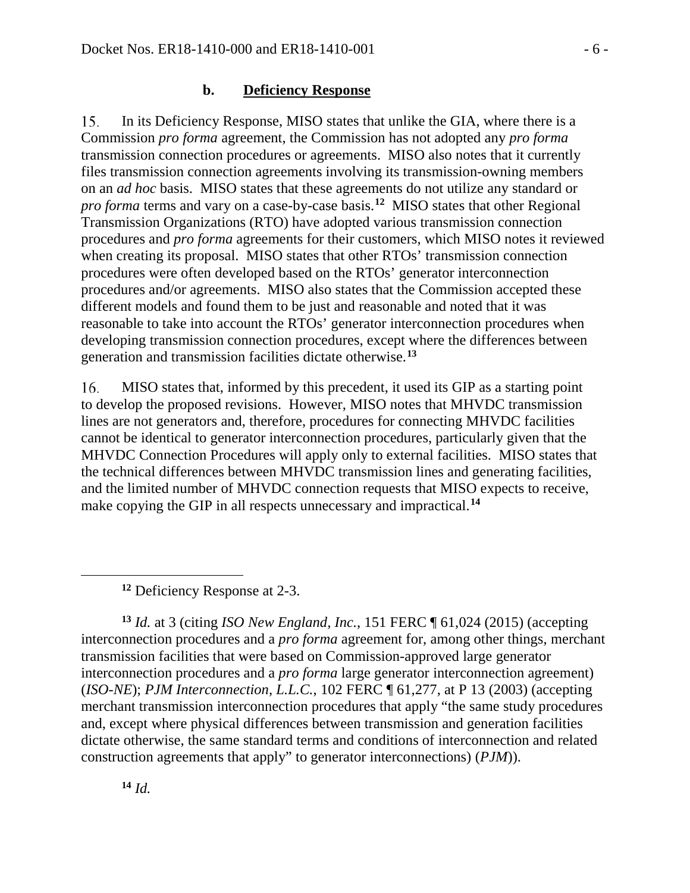### b. **Deficiency Response**

15. In its Deficiency Response, MISO states that unlike the GIA, where there is a Commission *pro forma* agreement, the Commission has not adopted any *pro forma* transmission connection procedures or agreements. MISO also notes that it currently files transmission connection agreements involving its transmission-owning members on an *ad hoc* basis. MISO states that these agreements do not utilize any standard or *pro forma* terms and vary on a case-by-case basis.[12] MISO states that other Regional Transmission Organizations (RTO) have adopted various transmission connection procedures and *pro forma* agreements for their customers, which MISO notes it reviewed when creating its proposal. MISO states that other RTOs' transmission connection procedures were often developed based on the RTOs' generator interconnection procedures and/or agreements. MISO also states that the Commission accepted these different models and found them to be just and reasonable and noted that it was reasonable to take into account the RTOs' generator interconnection procedures when developing transmission connection procedures, except where the differences between generation and transmission facilities dictate otherwise.[13]

16. MISO states that, informed by this precedent, it used its GIP as a starting point to develop the proposed revisions. However, MISO notes that MHVDC transmission lines are not generators and, therefore, procedures for connecting MHVDC facilities cannot be identical to generator interconnection procedures, particularly given that the MHVDC Connection Procedures will apply only to external facilities. MISO states that the technical differences between MHVDC transmission lines and generating facilities, and the limited number of MHVDC connection requests that MISO expects to receive, make copying the GIP in all respects unnecessary and impractical.[14]

---

[12] Deficiency Response at 2-3.

[13] *Id.* at 3 (citing *ISO New England, Inc.*, 151 FERC ¶ 61,024 (2015) (accepting interconnection procedures and a *pro forma* agreement for, among other things, merchant transmission facilities that were based on Commission-approved large generator interconnection procedures and a *pro forma* large generator interconnection agreement) (*ISO-NE*); *PJM Interconnection, L.L.C.*, 102 FERC ¶ 61,277, at P 13 (2003) (accepting merchant transmission interconnection procedures that apply "the same study procedures and, except where physical differences between transmission and generation facilities dictate otherwise, the same standard terms and conditions of interconnection and related construction agreements that apply" to generator interconnections) (*PJM*)).

[14] *Id.*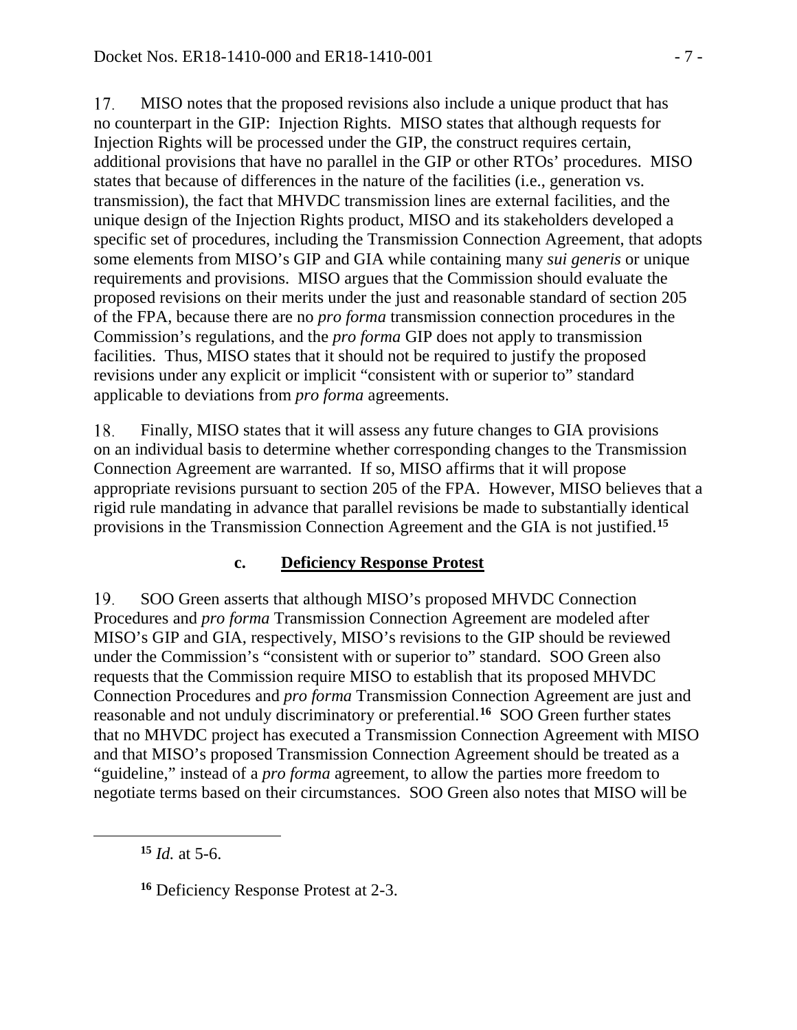17. MISO notes that the proposed revisions also include a unique product that has no counterpart in the GIP: Injection Rights. MISO states that although requests for Injection Rights will be processed under the GIP, the construct requires certain, additional provisions that have no parallel in the GIP or other RTOs' procedures. MISO states that because of differences in the nature of the facilities (i.e., generation vs. transmission), the fact that MHVDC transmission lines are external facilities, and the unique design of the Injection Rights product, MISO and its stakeholders developed a specific set of procedures, including the Transmission Connection Agreement, that adopts some elements from MISO's GIP and GIA while containing many *sui generis* or unique requirements and provisions. MISO argues that the Commission should evaluate the proposed revisions on their merits under the just and reasonable standard of section 205 of the FPA, because there are no *pro forma* transmission connection procedures in the Commission's regulations, and the *pro forma* GIP does not apply to transmission facilities. Thus, MISO states that it should not be required to justify the proposed revisions under any explicit or implicit "consistent with or superior to" standard applicable to deviations from *pro forma* agreements.

18. Finally, MISO states that it will assess any future changes to GIA provisions on an individual basis to determine whether corresponding changes to the Transmission Connection Agreement are warranted. If so, MISO affirms that it will propose appropriate revisions pursuant to section 205 of the FPA. However, MISO believes that a rigid rule mandating in advance that parallel revisions be made to substantially identical provisions in the Transmission Connection Agreement and the GIA is not justified.[15]

### c. Deficiency Response Protest

19. SOO Green asserts that although MISO's proposed MHVDC Connection Procedures and *pro forma* Transmission Connection Agreement are modeled after MISO's GIP and GIA, respectively, MISO's revisions to the GIP should be reviewed under the Commission's "consistent with or superior to" standard. SOO Green also requests that the Commission require MISO to establish that its proposed MHVDC Connection Procedures and *pro forma* Transmission Connection Agreement are just and reasonable and not unduly discriminatory or preferential.[16] SOO Green further states that no MHVDC project has executed a Transmission Connection Agreement with MISO and that MISO's proposed Transmission Connection Agreement should be treated as a "guideline," instead of a *pro forma* agreement, to allow the parties more freedom to negotiate terms based on their circumstances. SOO Green also notes that MISO will be

---

[15] *Id.* at 5-6.

[16] Deficiency Response Protest at 2-3.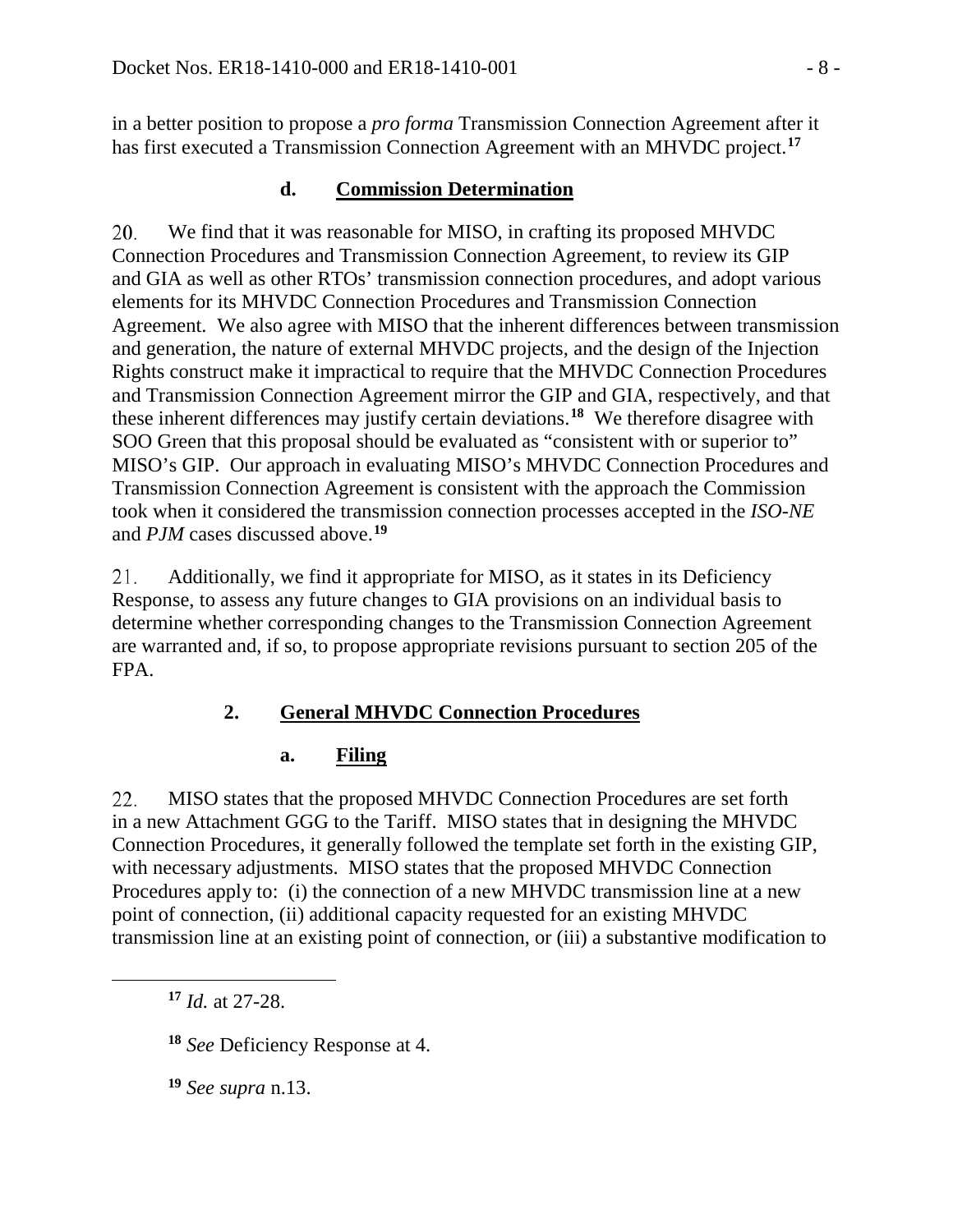in a better position to propose a *pro forma* Transmission Connection Agreement after it has first executed a Transmission Connection Agreement with an MHVDC project.[17]

#### d. Commission Determination

20. We find that it was reasonable for MISO, in crafting its proposed MHVDC Connection Procedures and Transmission Connection Agreement, to review its GIP and GIA as well as other RTOs' transmission connection procedures, and adopt various elements for its MHVDC Connection Procedures and Transmission Connection Agreement. We also agree with MISO that the inherent differences between transmission and generation, the nature of external MHVDC projects, and the design of the Injection Rights construct make it impractical to require that the MHVDC Connection Procedures and Transmission Connection Agreement mirror the GIP and GIA, respectively, and that these inherent differences may justify certain deviations.[18] We therefore disagree with SOO Green that this proposal should be evaluated as "consistent with or superior to" MISO's GIP. Our approach in evaluating MISO's MHVDC Connection Procedures and Transmission Connection Agreement is consistent with the approach the Commission took when it considered the transmission connection processes accepted in the *ISO-NE* and *PJM* cases discussed above.[19]

21. Additionally, we find it appropriate for MISO, as it states in its Deficiency Response, to assess any future changes to GIA provisions on an individual basis to determine whether corresponding changes to the Transmission Connection Agreement are warranted and, if so, to propose appropriate revisions pursuant to section 205 of the FPA.

### 2. General MHVDC Connection Procedures

#### a. Filing

22. MISO states that the proposed MHVDC Connection Procedures are set forth in a new Attachment GGG to the Tariff. MISO states that in designing the MHVDC Connection Procedures, it generally followed the template set forth in the existing GIP, with necessary adjustments. MISO states that the proposed MHVDC Connection Procedures apply to: (i) the connection of a new MHVDC transmission line at a new point of connection, (ii) additional capacity requested for an existing MHVDC transmission line at an existing point of connection, or (iii) a substantive modification to

---

[17] *Id.* at 27-28.

[18] *See* Deficiency Response at 4.

[19] *See supra* n.13.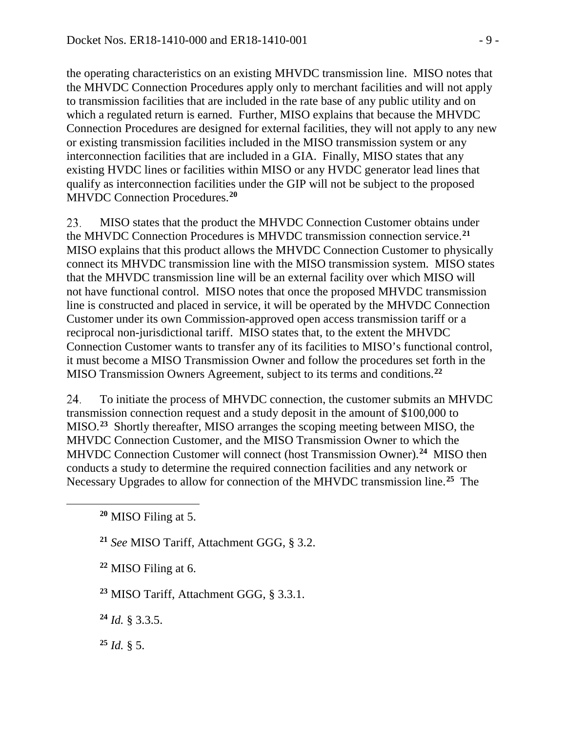the operating characteristics on an existing MHVDC transmission line. MISO notes that the MHVDC Connection Procedures apply only to merchant facilities and will not apply to transmission facilities that are included in the rate base of any public utility and on which a regulated return is earned. Further, MISO explains that because the MHVDC Connection Procedures are designed for external facilities, they will not apply to any new or existing transmission facilities included in the MISO transmission system or any interconnection facilities that are included in a GIA. Finally, MISO states that any existing HVDC lines or facilities within MISO or any HVDC generator lead lines that qualify as interconnection facilities under the GIP will not be subject to the proposed MHVDC Connection Procedures.[20]

23. MISO states that the product the MHVDC Connection Customer obtains under the MHVDC Connection Procedures is MHVDC transmission connection service.[21] MISO explains that this product allows the MHVDC Connection Customer to physically connect its MHVDC transmission line with the MISO transmission system. MISO states that the MHVDC transmission line will be an external facility over which MISO will not have functional control. MISO notes that once the proposed MHVDC transmission line is constructed and placed in service, it will be operated by the MHVDC Connection Customer under its own Commission-approved open access transmission tariff or a reciprocal non-jurisdictional tariff. MISO states that, to the extent the MHVDC Connection Customer wants to transfer any of its facilities to MISO's functional control, it must become a MISO Transmission Owner and follow the procedures set forth in the MISO Transmission Owners Agreement, subject to its terms and conditions.[22]

24. To initiate the process of MHVDC connection, the customer submits an MHVDC transmission connection request and a study deposit in the amount of $100,000 to MISO.[23] Shortly thereafter, MISO arranges the scoping meeting between MISO, the MHVDC Connection Customer, and the MISO Transmission Owner to which the MHVDC Connection Customer will connect (host Transmission Owner).[24] MISO then conducts a study to determine the required connection facilities and any network or Necessary Upgrades to allow for connection of the MHVDC transmission line.[25] The

[20] MISO Filing at 5.

[21] *See* MISO Tariff, Attachment GGG, § 3.2.

[22] MISO Filing at 6.

[23] MISO Tariff, Attachment GGG, § 3.3.1.

[24] *Id.* § 3.3.5.

[25] *Id.* § 5.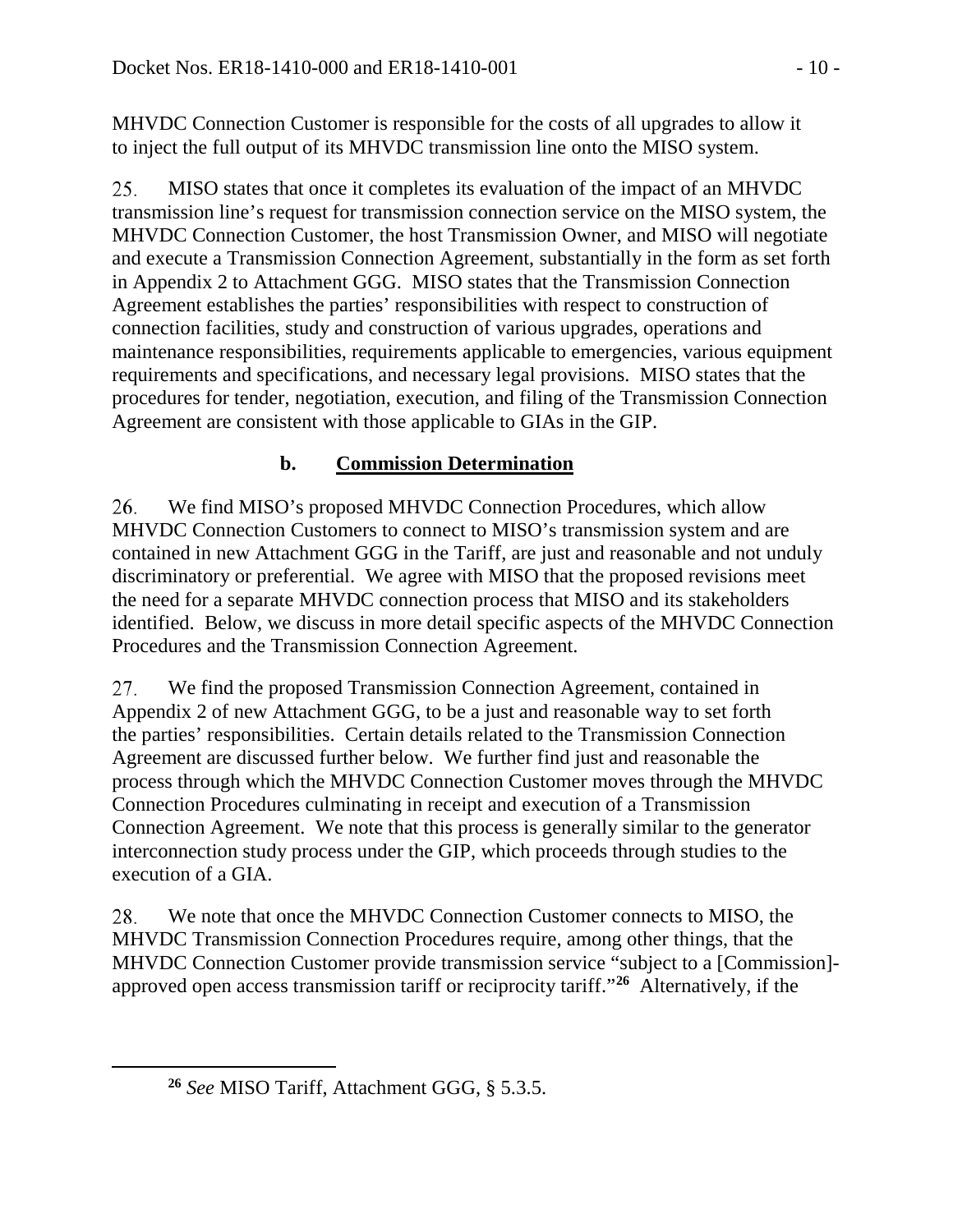MHVDC Connection Customer is responsible for the costs of all upgrades to allow it to inject the full output of its MHVDC transmission line onto the MISO system.

25. MISO states that once it completes its evaluation of the impact of an MHVDC transmission line's request for transmission connection service on the MISO system, the MHVDC Connection Customer, the host Transmission Owner, and MISO will negotiate and execute a Transmission Connection Agreement, substantially in the form as set forth in Appendix 2 to Attachment GGG. MISO states that the Transmission Connection Agreement establishes the parties' responsibilities with respect to construction of connection facilities, study and construction of various upgrades, operations and maintenance responsibilities, requirements applicable to emergencies, various equipment requirements and specifications, and necessary legal provisions. MISO states that the procedures for tender, negotiation, execution, and filing of the Transmission Connection Agreement are consistent with those applicable to GIAs in the GIP.

### b. Commission Determination

26. We find MISO's proposed MHVDC Connection Procedures, which allow MHVDC Connection Customers to connect to MISO's transmission system and are contained in new Attachment GGG in the Tariff, are just and reasonable and not unduly discriminatory or preferential. We agree with MISO that the proposed revisions meet the need for a separate MHVDC connection process that MISO and its stakeholders identified. Below, we discuss in more detail specific aspects of the MHVDC Connection Procedures and the Transmission Connection Agreement.

27. We find the proposed Transmission Connection Agreement, contained in Appendix 2 of new Attachment GGG, to be a just and reasonable way to set forth the parties' responsibilities. Certain details related to the Transmission Connection Agreement are discussed further below. We further find just and reasonable the process through which the MHVDC Connection Customer moves through the MHVDC Connection Procedures culminating in receipt and execution of a Transmission Connection Agreement. We note that this process is generally similar to the generator interconnection study process under the GIP, which proceeds through studies to the execution of a GIA.

28. We note that once the MHVDC Connection Customer connects to MISO, the MHVDC Transmission Connection Procedures require, among other things, that the MHVDC Connection Customer provide transmission service "subject to a [Commission]-approved open access transmission tariff or reciprocity tariff."[26] Alternatively, if the

[26] *See* MISO Tariff, Attachment GGG, § 5.3.5.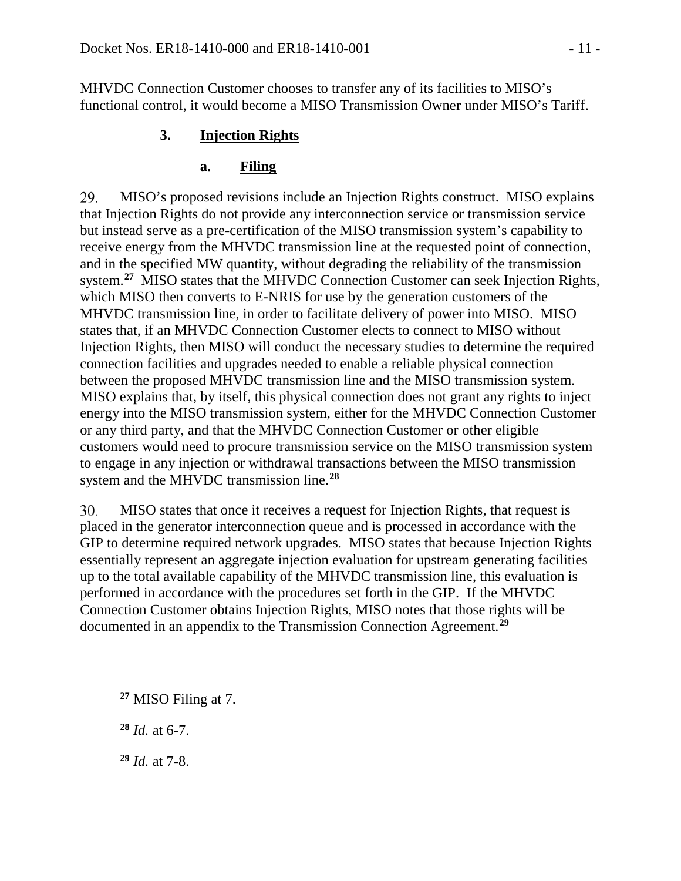MHVDC Connection Customer chooses to transfer any of its facilities to MISO's functional control, it would become a MISO Transmission Owner under MISO's Tariff.

### 3. Injection Rights

#### a. Filing

29. MISO's proposed revisions include an Injection Rights construct. MISO explains that Injection Rights do not provide any interconnection service or transmission service but instead serve as a pre-certification of the MISO transmission system's capability to receive energy from the MHVDC transmission line at the requested point of connection, and in the specified MW quantity, without degrading the reliability of the transmission system.[27] MISO states that the MHVDC Connection Customer can seek Injection Rights, which MISO then converts to E-NRIS for use by the generation customers of the MHVDC transmission line, in order to facilitate delivery of power into MISO. MISO states that, if an MHVDC Connection Customer elects to connect to MISO without Injection Rights, then MISO will conduct the necessary studies to determine the required connection facilities and upgrades needed to enable a reliable physical connection between the proposed MHVDC transmission line and the MISO transmission system. MISO explains that, by itself, this physical connection does not grant any rights to inject energy into the MISO transmission system, either for the MHVDC Connection Customer or any third party, and that the MHVDC Connection Customer or other eligible customers would need to procure transmission service on the MISO transmission system to engage in any injection or withdrawal transactions between the MISO transmission system and the MHVDC transmission line.[28]

30. MISO states that once it receives a request for Injection Rights, that request is placed in the generator interconnection queue and is processed in accordance with the GIP to determine required network upgrades. MISO states that because Injection Rights essentially represent an aggregate injection evaluation for upstream generating facilities up to the total available capability of the MHVDC transmission line, this evaluation is performed in accordance with the procedures set forth in the GIP. If the MHVDC Connection Customer obtains Injection Rights, MISO notes that those rights will be documented in an appendix to the Transmission Connection Agreement.[29]

[27] MISO Filing at 7.

[28] *Id.* at 6-7.

[29] *Id.* at 7-8.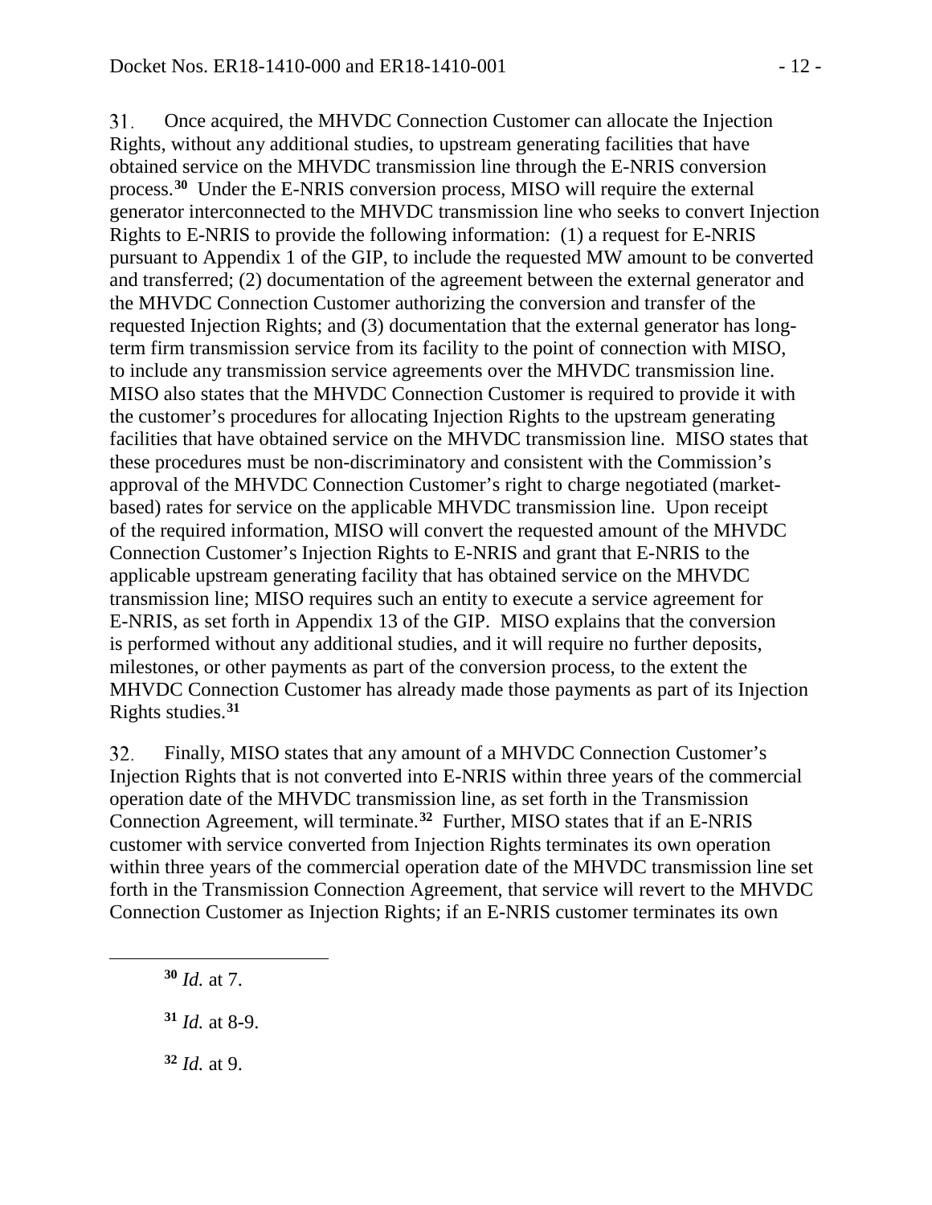31. Once acquired, the MHVDC Connection Customer can allocate the Injection Rights, without any additional studies, to upstream generating facilities that have obtained service on the MHVDC transmission line through the E-NRIS conversion process.[30] Under the E-NRIS conversion process, MISO will require the external generator interconnected to the MHVDC transmission line who seeks to convert Injection Rights to E-NRIS to provide the following information: (1) a request for E-NRIS pursuant to Appendix 1 of the GIP, to include the requested MW amount to be converted and transferred; (2) documentation of the agreement between the external generator and the MHVDC Connection Customer authorizing the conversion and transfer of the requested Injection Rights; and (3) documentation that the external generator has long-term firm transmission service from its facility to the point of connection with MISO, to include any transmission service agreements over the MHVDC transmission line. MISO also states that the MHVDC Connection Customer is required to provide it with the customer's procedures for allocating Injection Rights to the upstream generating facilities that have obtained service on the MHVDC transmission line. MISO states that these procedures must be non-discriminatory and consistent with the Commission's approval of the MHVDC Connection Customer's right to charge negotiated (market-based) rates for service on the applicable MHVDC transmission line. Upon receipt of the required information, MISO will convert the requested amount of the MHVDC Connection Customer's Injection Rights to E-NRIS and grant that E-NRIS to the applicable upstream generating facility that has obtained service on the MHVDC transmission line; MISO requires such an entity to execute a service agreement for E-NRIS, as set forth in Appendix 13 of the GIP. MISO explains that the conversion is performed without any additional studies, and it will require no further deposits, milestones, or other payments as part of the conversion process, to the extent the MHVDC Connection Customer has already made those payments as part of its Injection Rights studies.[31]

32. Finally, MISO states that any amount of a MHVDC Connection Customer's Injection Rights that is not converted into E-NRIS within three years of the commercial operation date of the MHVDC transmission line, as set forth in the Transmission Connection Agreement, will terminate.[32] Further, MISO states that if an E-NRIS customer with service converted from Injection Rights terminates its own operation within three years of the commercial operation date of the MHVDC transmission line set forth in the Transmission Connection Agreement, that service will revert to the MHVDC Connection Customer as Injection Rights; if an E-NRIS customer terminates its own

[30] *Id.* at 7.

[31] *Id.* at 8-9.

[32] *Id.* at 9.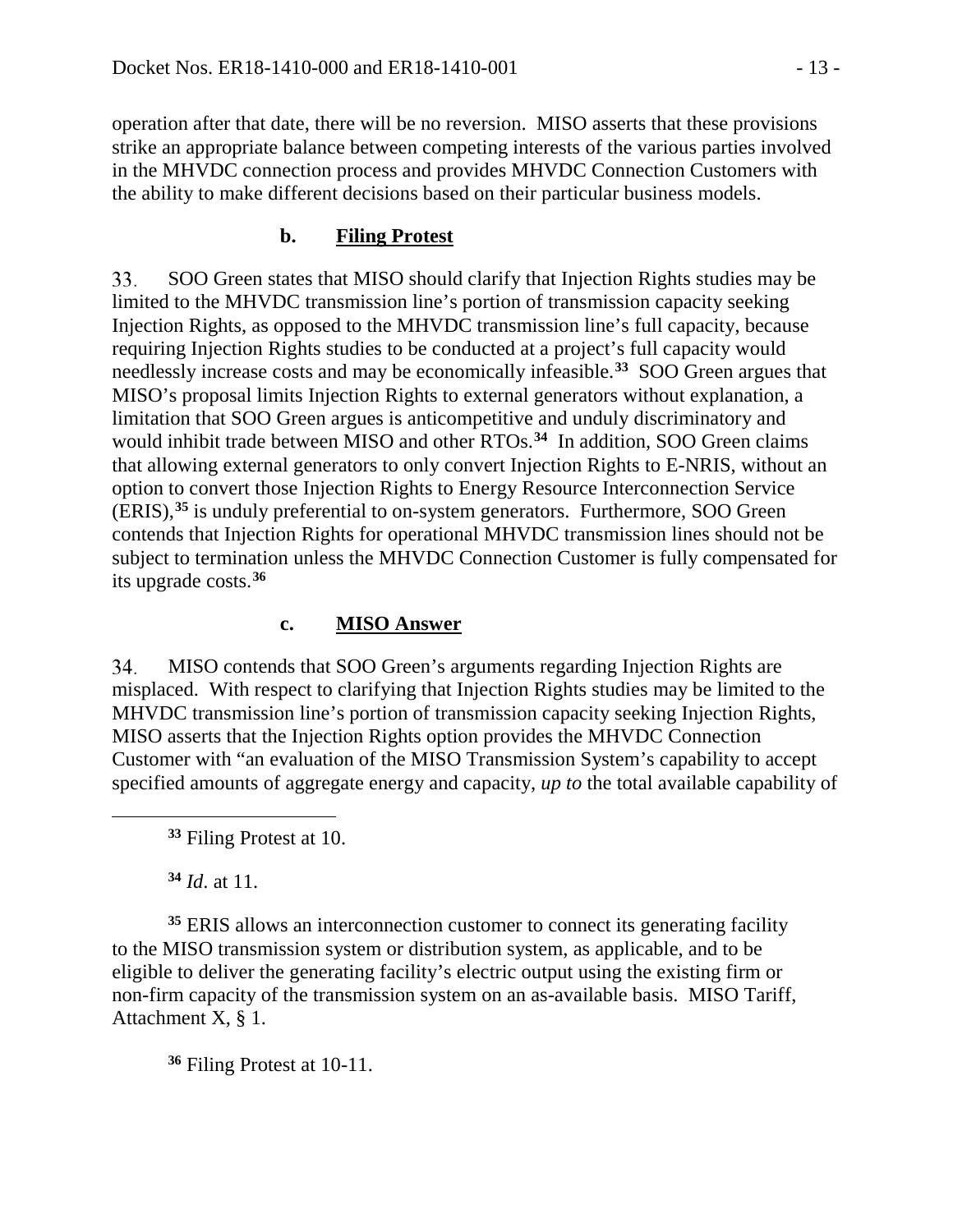operation after that date, there will be no reversion. MISO asserts that these provisions strike an appropriate balance between competing interests of the various parties involved in the MHVDC connection process and provides MHVDC Connection Customers with the ability to make different decisions based on their particular business models.

### b. **Filing Protest**

33. SOO Green states that MISO should clarify that Injection Rights studies may be limited to the MHVDC transmission line's portion of transmission capacity seeking Injection Rights, as opposed to the MHVDC transmission line's full capacity, because requiring Injection Rights studies to be conducted at a project's full capacity would needlessly increase costs and may be economically infeasible.[33] SOO Green argues that MISO's proposal limits Injection Rights to external generators without explanation, a limitation that SOO Green argues is anticompetitive and unduly discriminatory and would inhibit trade between MISO and other RTOs.[34] In addition, SOO Green claims that allowing external generators to only convert Injection Rights to E-NRIS, without an option to convert those Injection Rights to Energy Resource Interconnection Service (ERIS),[35] is unduly preferential to on-system generators. Furthermore, SOO Green contends that Injection Rights for operational MHVDC transmission lines should not be subject to termination unless the MHVDC Connection Customer is fully compensated for its upgrade costs.[36]

### c. **MISO Answer**

34. MISO contends that SOO Green's arguments regarding Injection Rights are misplaced. With respect to clarifying that Injection Rights studies may be limited to the MHVDC transmission line's portion of transmission capacity seeking Injection Rights, MISO asserts that the Injection Rights option provides the MHVDC Connection Customer with "an evaluation of the MISO Transmission System's capability to accept specified amounts of aggregate energy and capacity, *up to* the total available capability of

---

[33] Filing Protest at 10.

[34] *Id*. at 11.

[35] ERIS allows an interconnection customer to connect its generating facility to the MISO transmission system or distribution system, as applicable, and to be eligible to deliver the generating facility's electric output using the existing firm or non-firm capacity of the transmission system on an as-available basis. MISO Tariff, Attachment X, § 1.

[36] Filing Protest at 10-11.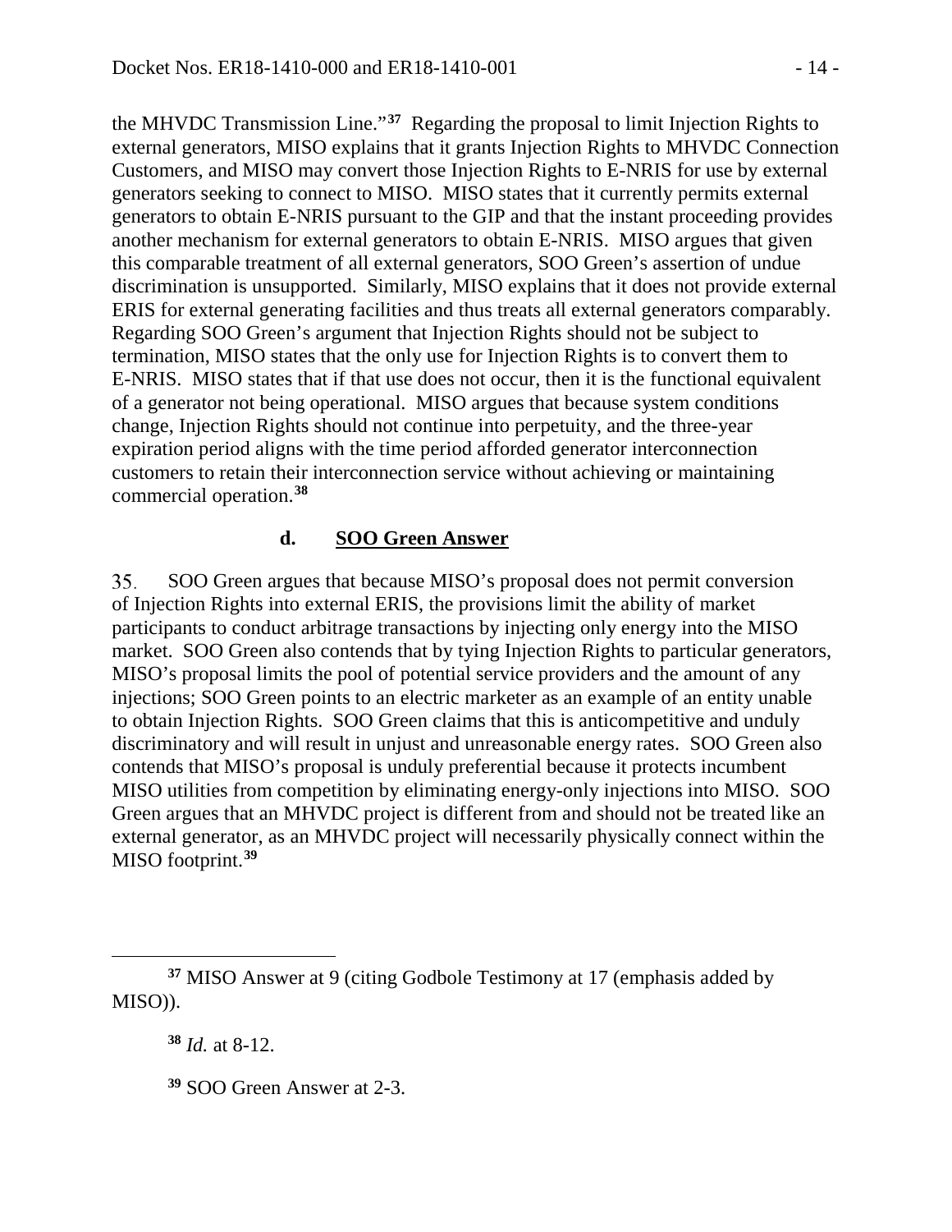the MHVDC Transmission Line."[37] Regarding the proposal to limit Injection Rights to external generators, MISO explains that it grants Injection Rights to MHVDC Connection Customers, and MISO may convert those Injection Rights to E-NRIS for use by external generators seeking to connect to MISO. MISO states that it currently permits external generators to obtain E-NRIS pursuant to the GIP and that the instant proceeding provides another mechanism for external generators to obtain E-NRIS. MISO argues that given this comparable treatment of all external generators, SOO Green's assertion of undue discrimination is unsupported. Similarly, MISO explains that it does not provide external ERIS for external generating facilities and thus treats all external generators comparably. Regarding SOO Green's argument that Injection Rights should not be subject to termination, MISO states that the only use for Injection Rights is to convert them to E-NRIS. MISO states that if that use does not occur, then it is the functional equivalent of a generator not being operational. MISO argues that because system conditions change, Injection Rights should not continue into perpetuity, and the three-year expiration period aligns with the time period afforded generator interconnection customers to retain their interconnection service without achieving or maintaining commercial operation.[38]

### d. SOO Green Answer

35. SOO Green argues that because MISO's proposal does not permit conversion of Injection Rights into external ERIS, the provisions limit the ability of market participants to conduct arbitrage transactions by injecting only energy into the MISO market. SOO Green also contends that by tying Injection Rights to particular generators, MISO's proposal limits the pool of potential service providers and the amount of any injections; SOO Green points to an electric marketer as an example of an entity unable to obtain Injection Rights. SOO Green claims that this is anticompetitive and unduly discriminatory and will result in unjust and unreasonable energy rates. SOO Green also contends that MISO's proposal is unduly preferential because it protects incumbent MISO utilities from competition by eliminating energy-only injections into MISO. SOO Green argues that an MHVDC project is different from and should not be treated like an external generator, as an MHVDC project will necessarily physically connect within the MISO footprint.[39]

---

[37] MISO Answer at 9 (citing Godbole Testimony at 17 (emphasis added by MISO)).

[38] *Id.* at 8-12.

[39] SOO Green Answer at 2-3.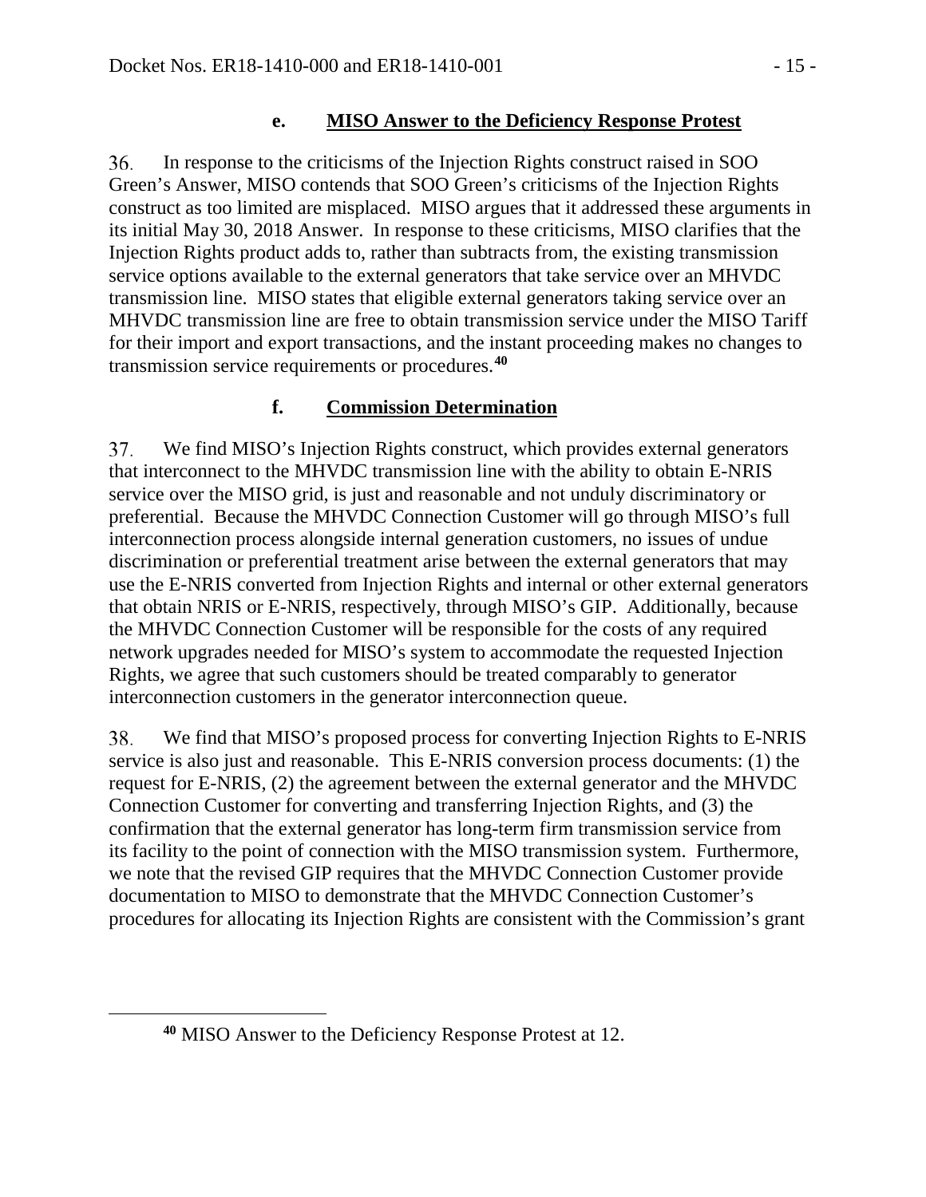#### e. MISO Answer to the Deficiency Response Protest

36. In response to the criticisms of the Injection Rights construct raised in SOO Green's Answer, MISO contends that SOO Green's criticisms of the Injection Rights construct as too limited are misplaced. MISO argues that it addressed these arguments in its initial May 30, 2018 Answer. In response to these criticisms, MISO clarifies that the Injection Rights product adds to, rather than subtracts from, the existing transmission service options available to the external generators that take service over an MHVDC transmission line. MISO states that eligible external generators taking service over an MHVDC transmission line are free to obtain transmission service under the MISO Tariff for their import and export transactions, and the instant proceeding makes no changes to transmission service requirements or procedures.[40]

#### f. Commission Determination

37. We find MISO's Injection Rights construct, which provides external generators that interconnect to the MHVDC transmission line with the ability to obtain E-NRIS service over the MISO grid, is just and reasonable and not unduly discriminatory or preferential. Because the MHVDC Connection Customer will go through MISO's full interconnection process alongside internal generation customers, no issues of undue discrimination or preferential treatment arise between the external generators that may use the E-NRIS converted from Injection Rights and internal or other external generators that obtain NRIS or E-NRIS, respectively, through MISO's GIP. Additionally, because the MHVDC Connection Customer will be responsible for the costs of any required network upgrades needed for MISO's system to accommodate the requested Injection Rights, we agree that such customers should be treated comparably to generator interconnection customers in the generator interconnection queue.

38. We find that MISO's proposed process for converting Injection Rights to E-NRIS service is also just and reasonable. This E-NRIS conversion process documents: (1) the request for E-NRIS, (2) the agreement between the external generator and the MHVDC Connection Customer for converting and transferring Injection Rights, and (3) the confirmation that the external generator has long-term firm transmission service from its facility to the point of connection with the MISO transmission system. Furthermore, we note that the revised GIP requires that the MHVDC Connection Customer provide documentation to MISO to demonstrate that the MHVDC Connection Customer's procedures for allocating its Injection Rights are consistent with the Commission's grant

[40] MISO Answer to the Deficiency Response Protest at 12.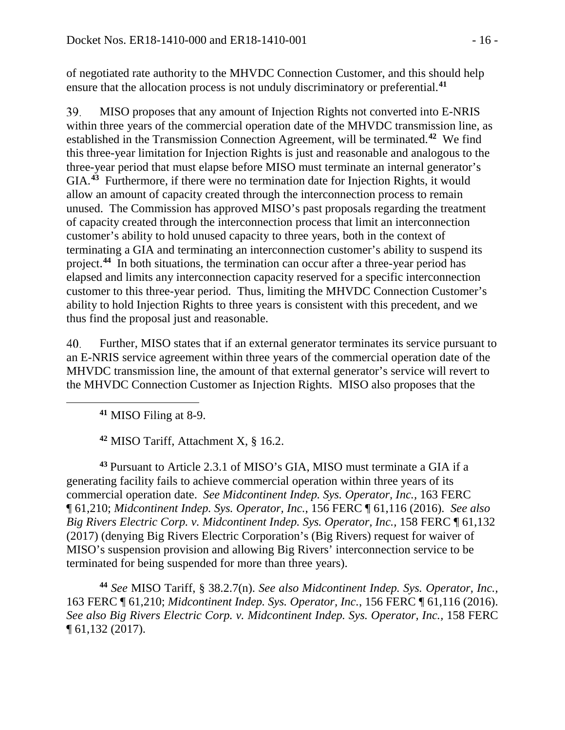of negotiated rate authority to the MHVDC Connection Customer, and this should help ensure that the allocation process is not unduly discriminatory or preferential.[41]

39. MISO proposes that any amount of Injection Rights not converted into E-NRIS within three years of the commercial operation date of the MHVDC transmission line, as established in the Transmission Connection Agreement, will be terminated.[42] We find this three-year limitation for Injection Rights is just and reasonable and analogous to the three-year period that must elapse before MISO must terminate an internal generator's GIA.[43] Furthermore, if there were no termination date for Injection Rights, it would allow an amount of capacity created through the interconnection process to remain unused. The Commission has approved MISO's past proposals regarding the treatment of capacity created through the interconnection process that limit an interconnection customer's ability to hold unused capacity to three years, both in the context of terminating a GIA and terminating an interconnection customer's ability to suspend its project.[44] In both situations, the termination can occur after a three-year period has elapsed and limits any interconnection capacity reserved for a specific interconnection customer to this three-year period. Thus, limiting the MHVDC Connection Customer's ability to hold Injection Rights to three years is consistent with this precedent, and we thus find the proposal just and reasonable.

40. Further, MISO states that if an external generator terminates its service pursuant to an E-NRIS service agreement within three years of the commercial operation date of the MHVDC transmission line, the amount of that external generator's service will revert to the MHVDC Connection Customer as Injection Rights. MISO also proposes that the

---

[41] MISO Filing at 8-9.

[42] MISO Tariff, Attachment X, § 16.2.

[43] Pursuant to Article 2.3.1 of MISO's GIA, MISO must terminate a GIA if a generating facility fails to achieve commercial operation within three years of its commercial operation date. *See Midcontinent Indep. Sys. Operator, Inc.*, 163 FERC ¶ 61,210; *Midcontinent Indep. Sys. Operator, Inc.*, 156 FERC ¶ 61,116 (2016). *See also Big Rivers Electric Corp. v. Midcontinent Indep. Sys. Operator, Inc.*, 158 FERC ¶ 61,132 (2017) (denying Big Rivers Electric Corporation's (Big Rivers) request for waiver of MISO's suspension provision and allowing Big Rivers' interconnection service to be terminated for being suspended for more than three years).

[44] *See* MISO Tariff, § 38.2.7(n). *See also Midcontinent Indep. Sys. Operator, Inc.*, 163 FERC ¶ 61,210; *Midcontinent Indep. Sys. Operator, Inc.*, 156 FERC ¶ 61,116 (2016). *See also Big Rivers Electric Corp. v. Midcontinent Indep. Sys. Operator, Inc.*, 158 FERC ¶ 61,132 (2017).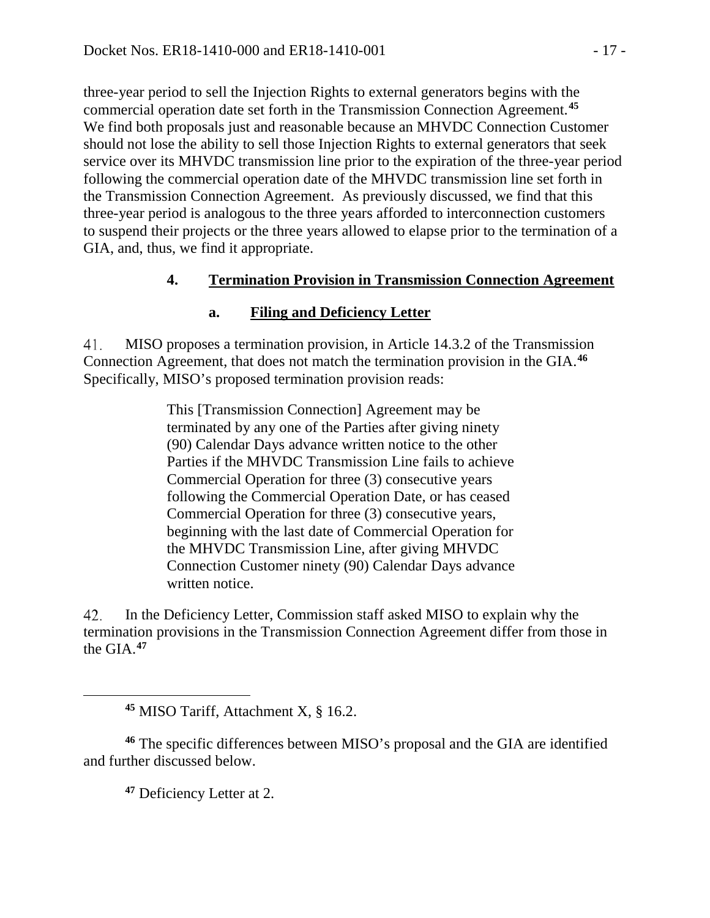three-year period to sell the Injection Rights to external generators begins with the commercial operation date set forth in the Transmission Connection Agreement.[45] We find both proposals just and reasonable because an MHVDC Connection Customer should not lose the ability to sell those Injection Rights to external generators that seek service over its MHVDC transmission line prior to the expiration of the three-year period following the commercial operation date of the MHVDC transmission line set forth in the Transmission Connection Agreement. As previously discussed, we find that this three-year period is analogous to the three years afforded to interconnection customers to suspend their projects or the three years allowed to elapse prior to the termination of a GIA, and, thus, we find it appropriate.

### 4. Termination Provision in Transmission Connection Agreement

#### a. Filing and Deficiency Letter

41. MISO proposes a termination provision, in Article 14.3.2 of the Transmission Connection Agreement, that does not match the termination provision in the GIA.[46] Specifically, MISO's proposed termination provision reads:

> This [Transmission Connection] Agreement may be terminated by any one of the Parties after giving ninety (90) Calendar Days advance written notice to the other Parties if the MHVDC Transmission Line fails to achieve Commercial Operation for three (3) consecutive years following the Commercial Operation Date, or has ceased Commercial Operation for three (3) consecutive years, beginning with the last date of Commercial Operation for the MHVDC Transmission Line, after giving MHVDC Connection Customer ninety (90) Calendar Days advance written notice.

42. In the Deficiency Letter, Commission staff asked MISO to explain why the termination provisions in the Transmission Connection Agreement differ from those in the GIA.[47]

---

[45] MISO Tariff, Attachment X, § 16.2.

[46] The specific differences between MISO's proposal and the GIA are identified and further discussed below.

[47] Deficiency Letter at 2.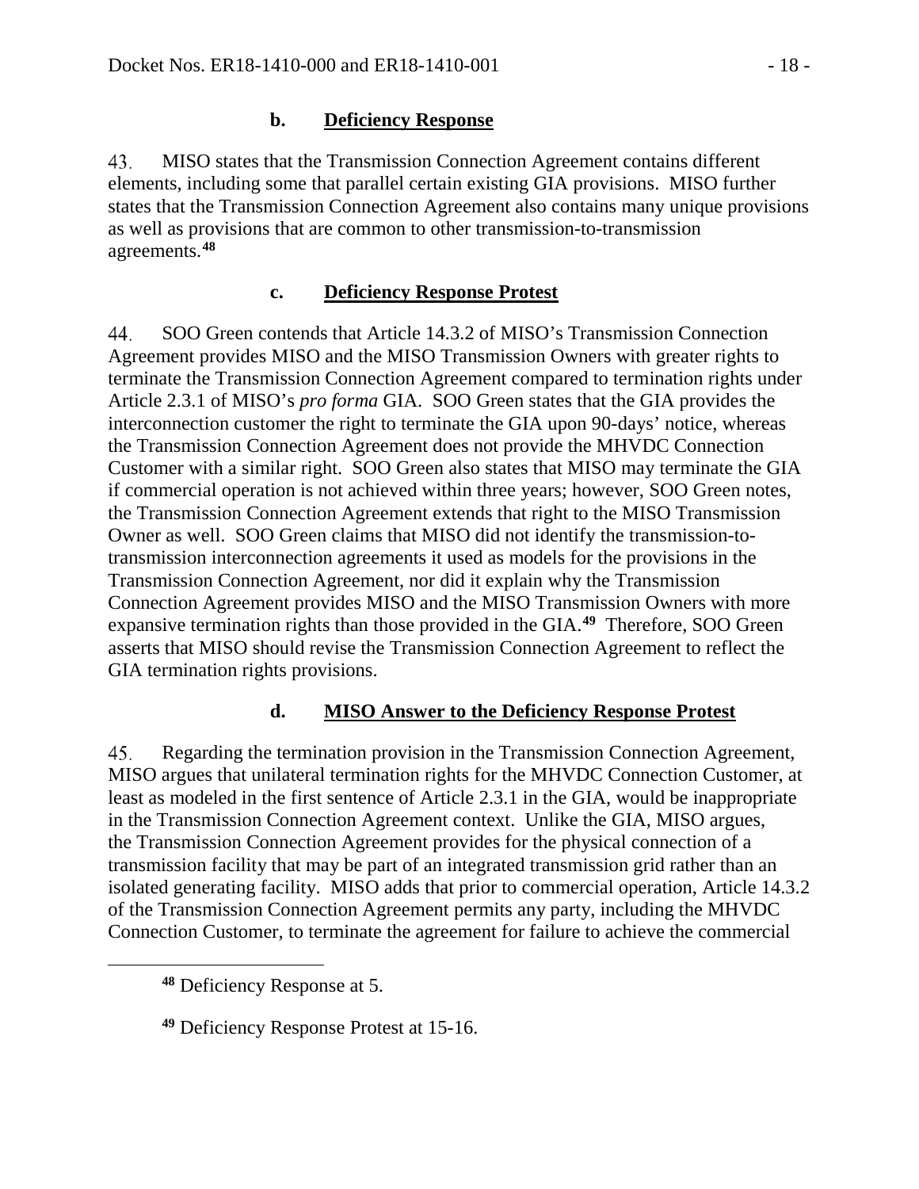### b. Deficiency Response

43. MISO states that the Transmission Connection Agreement contains different elements, including some that parallel certain existing GIA provisions. MISO further states that the Transmission Connection Agreement also contains many unique provisions as well as provisions that are common to other transmission-to-transmission agreements.[48]

### c. Deficiency Response Protest

44. SOO Green contends that Article 14.3.2 of MISO's Transmission Connection Agreement provides MISO and the MISO Transmission Owners with greater rights to terminate the Transmission Connection Agreement compared to termination rights under Article 2.3.1 of MISO's *pro forma* GIA. SOO Green states that the GIA provides the interconnection customer the right to terminate the GIA upon 90-days' notice, whereas the Transmission Connection Agreement does not provide the MHVDC Connection Customer with a similar right. SOO Green also states that MISO may terminate the GIA if commercial operation is not achieved within three years; however, SOO Green notes, the Transmission Connection Agreement extends that right to the MISO Transmission Owner as well. SOO Green claims that MISO did not identify the transmission-to-transmission interconnection agreements it used as models for the provisions in the Transmission Connection Agreement, nor did it explain why the Transmission Connection Agreement provides MISO and the MISO Transmission Owners with more expansive termination rights than those provided in the GIA.[49] Therefore, SOO Green asserts that MISO should revise the Transmission Connection Agreement to reflect the GIA termination rights provisions.

### d. MISO Answer to the Deficiency Response Protest

45. Regarding the termination provision in the Transmission Connection Agreement, MISO argues that unilateral termination rights for the MHVDC Connection Customer, at least as modeled in the first sentence of Article 2.3.1 in the GIA, would be inappropriate in the Transmission Connection Agreement context. Unlike the GIA, MISO argues, the Transmission Connection Agreement provides for the physical connection of a transmission facility that may be part of an integrated transmission grid rather than an isolated generating facility. MISO adds that prior to commercial operation, Article 14.3.2 of the Transmission Connection Agreement permits any party, including the MHVDC Connection Customer, to terminate the agreement for failure to achieve the commercial

---

[48] Deficiency Response at 5.

[49] Deficiency Response Protest at 15-16.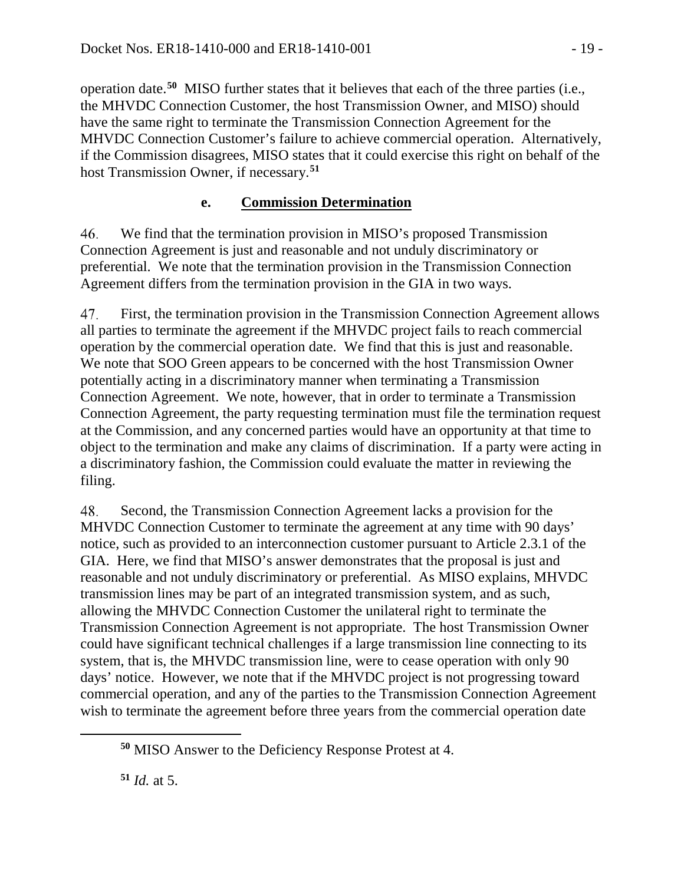operation date.[50] MISO further states that it believes that each of the three parties (i.e., the MHVDC Connection Customer, the host Transmission Owner, and MISO) should have the same right to terminate the Transmission Connection Agreement for the MHVDC Connection Customer's failure to achieve commercial operation. Alternatively, if the Commission disagrees, MISO states that it could exercise this right on behalf of the host Transmission Owner, if necessary.[51]

### e. Commission Determination

46. We find that the termination provision in MISO's proposed Transmission Connection Agreement is just and reasonable and not unduly discriminatory or preferential. We note that the termination provision in the Transmission Connection Agreement differs from the termination provision in the GIA in two ways.

47. First, the termination provision in the Transmission Connection Agreement allows all parties to terminate the agreement if the MHVDC project fails to reach commercial operation by the commercial operation date. We find that this is just and reasonable. We note that SOO Green appears to be concerned with the host Transmission Owner potentially acting in a discriminatory manner when terminating a Transmission Connection Agreement. We note, however, that in order to terminate a Transmission Connection Agreement, the party requesting termination must file the termination request at the Commission, and any concerned parties would have an opportunity at that time to object to the termination and make any claims of discrimination. If a party were acting in a discriminatory fashion, the Commission could evaluate the matter in reviewing the filing.

48. Second, the Transmission Connection Agreement lacks a provision for the MHVDC Connection Customer to terminate the agreement at any time with 90 days' notice, such as provided to an interconnection customer pursuant to Article 2.3.1 of the GIA. Here, we find that MISO's answer demonstrates that the proposal is just and reasonable and not unduly discriminatory or preferential. As MISO explains, MHVDC transmission lines may be part of an integrated transmission system, and as such, allowing the MHVDC Connection Customer the unilateral right to terminate the Transmission Connection Agreement is not appropriate. The host Transmission Owner could have significant technical challenges if a large transmission line connecting to its system, that is, the MHVDC transmission line, were to cease operation with only 90 days' notice. However, we note that if the MHVDC project is not progressing toward commercial operation, and any of the parties to the Transmission Connection Agreement wish to terminate the agreement before three years from the commercial operation date

---

[50] MISO Answer to the Deficiency Response Protest at 4.

[51] *Id.* at 5.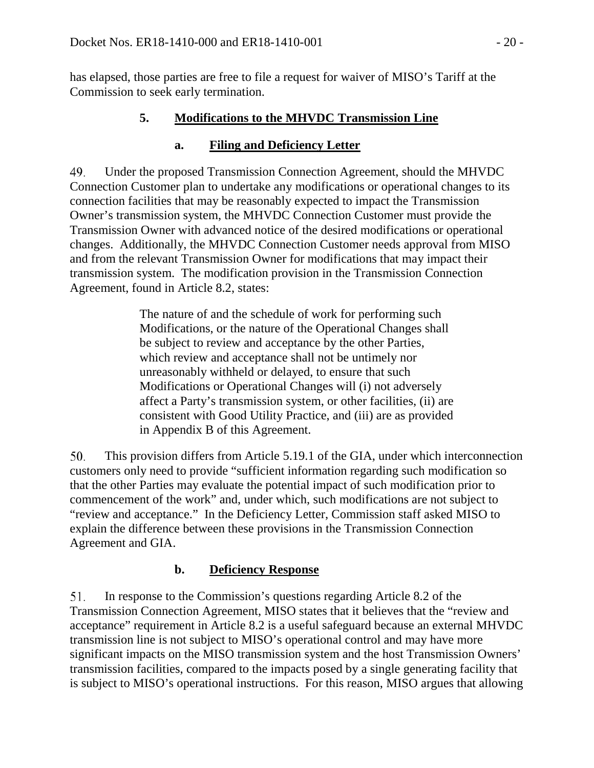has elapsed, those parties are free to file a request for waiver of MISO's Tariff at the Commission to seek early termination.

### 5. Modifications to the MHVDC Transmission Line

#### a. Filing and Deficiency Letter

49. Under the proposed Transmission Connection Agreement, should the MHVDC Connection Customer plan to undertake any modifications or operational changes to its connection facilities that may be reasonably expected to impact the Transmission Owner's transmission system, the MHVDC Connection Customer must provide the Transmission Owner with advanced notice of the desired modifications or operational changes. Additionally, the MHVDC Connection Customer needs approval from MISO and from the relevant Transmission Owner for modifications that may impact their transmission system. The modification provision in the Transmission Connection Agreement, found in Article 8.2, states:

> The nature of and the schedule of work for performing such Modifications, or the nature of the Operational Changes shall be subject to review and acceptance by the other Parties, which review and acceptance shall not be untimely nor unreasonably withheld or delayed, to ensure that such Modifications or Operational Changes will (i) not adversely affect a Party's transmission system, or other facilities, (ii) are consistent with Good Utility Practice, and (iii) are as provided in Appendix B of this Agreement.

50. This provision differs from Article 5.19.1 of the GIA, under which interconnection customers only need to provide "sufficient information regarding such modification so that the other Parties may evaluate the potential impact of such modification prior to commencement of the work" and, under which, such modifications are not subject to "review and acceptance." In the Deficiency Letter, Commission staff asked MISO to explain the difference between these provisions in the Transmission Connection Agreement and GIA.

#### b. Deficiency Response

51. In response to the Commission's questions regarding Article 8.2 of the Transmission Connection Agreement, MISO states that it believes that the "review and acceptance" requirement in Article 8.2 is a useful safeguard because an external MHVDC transmission line is not subject to MISO's operational control and may have more significant impacts on the MISO transmission system and the host Transmission Owners' transmission facilities, compared to the impacts posed by a single generating facility that is subject to MISO's operational instructions. For this reason, MISO argues that allowing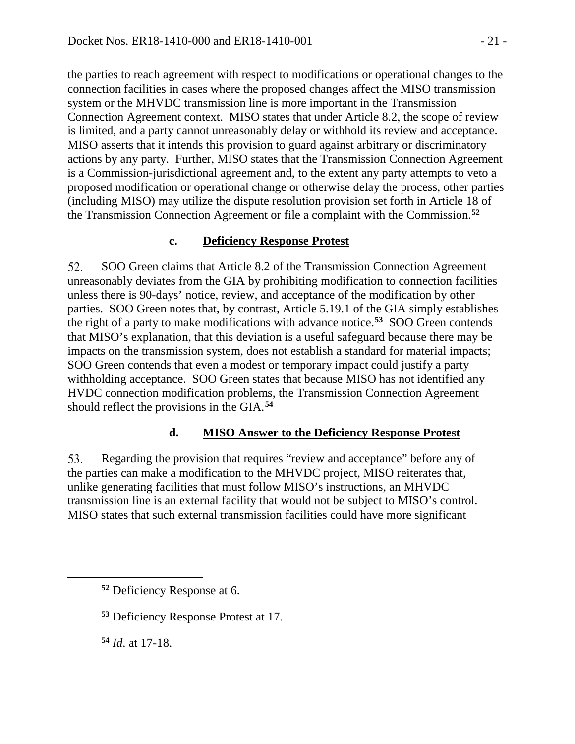the parties to reach agreement with respect to modifications or operational changes to the connection facilities in cases where the proposed changes affect the MISO transmission system or the MHVDC transmission line is more important in the Transmission Connection Agreement context. MISO states that under Article 8.2, the scope of review is limited, and a party cannot unreasonably delay or withhold its review and acceptance. MISO asserts that it intends this provision to guard against arbitrary or discriminatory actions by any party. Further, MISO states that the Transmission Connection Agreement is a Commission-jurisdictional agreement and, to the extent any party attempts to veto a proposed modification or operational change or otherwise delay the process, other parties (including MISO) may utilize the dispute resolution provision set forth in Article 18 of the Transmission Connection Agreement or file a complaint with the Commission.[52]

### c. Deficiency Response Protest

52. SOO Green claims that Article 8.2 of the Transmission Connection Agreement unreasonably deviates from the GIA by prohibiting modification to connection facilities unless there is 90-days' notice, review, and acceptance of the modification by other parties. SOO Green notes that, by contrast, Article 5.19.1 of the GIA simply establishes the right of a party to make modifications with advance notice.[53] SOO Green contends that MISO's explanation, that this deviation is a useful safeguard because there may be impacts on the transmission system, does not establish a standard for material impacts; SOO Green contends that even a modest or temporary impact could justify a party withholding acceptance. SOO Green states that because MISO has not identified any HVDC connection modification problems, the Transmission Connection Agreement should reflect the provisions in the GIA.[54]

### d. MISO Answer to the Deficiency Response Protest

53. Regarding the provision that requires "review and acceptance" before any of the parties can make a modification to the MHVDC project, MISO reiterates that, unlike generating facilities that must follow MISO's instructions, an MHVDC transmission line is an external facility that would not be subject to MISO's control. MISO states that such external transmission facilities could have more significant

---

[52] Deficiency Response at 6.

[53] Deficiency Response Protest at 17.

[54] *Id*. at 17-18.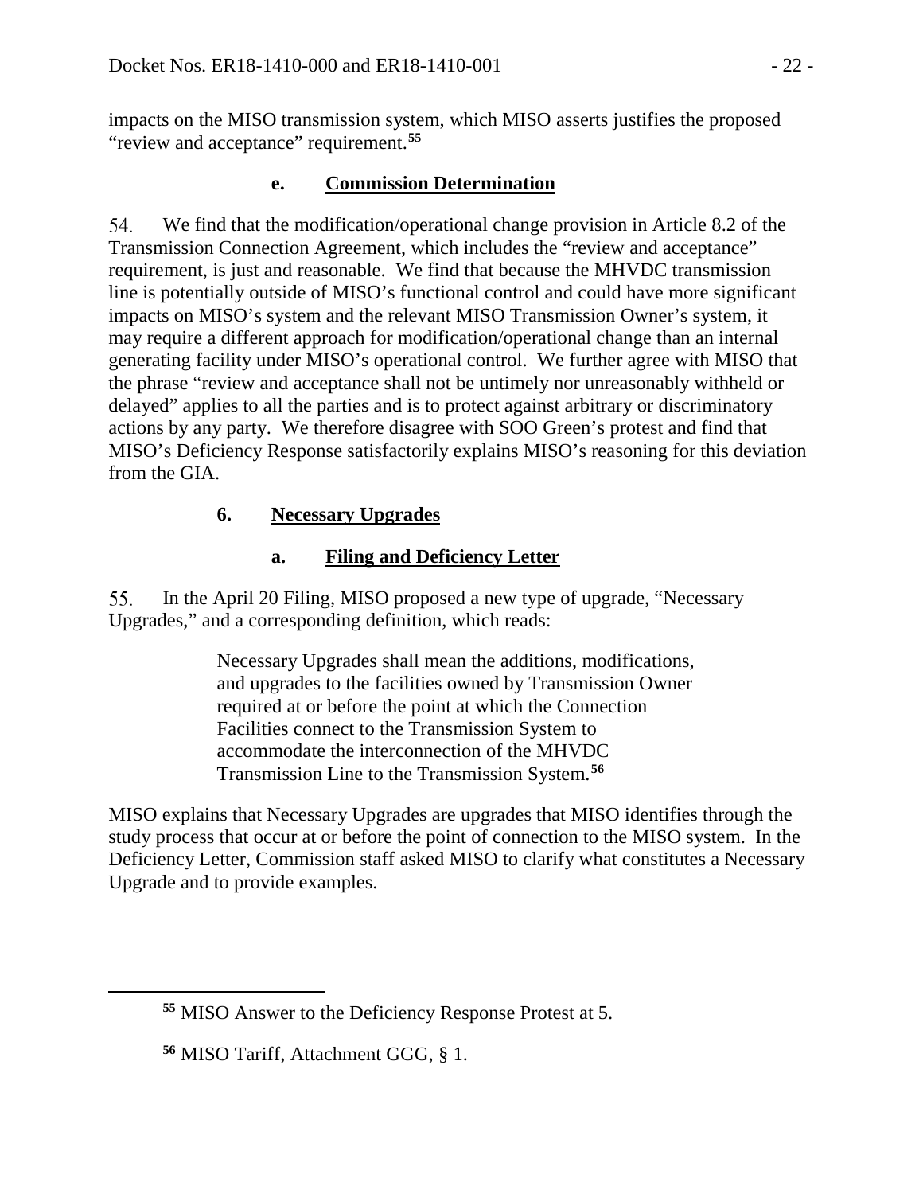impacts on the MISO transmission system, which MISO asserts justifies the proposed "review and acceptance" requirement.[55]

#### e. Commission Determination

54. We find that the modification/operational change provision in Article 8.2 of the Transmission Connection Agreement, which includes the "review and acceptance" requirement, is just and reasonable. We find that because the MHVDC transmission line is potentially outside of MISO's functional control and could have more significant impacts on MISO's system and the relevant MISO Transmission Owner's system, it may require a different approach for modification/operational change than an internal generating facility under MISO's operational control. We further agree with MISO that the phrase "review and acceptance shall not be untimely nor unreasonably withheld or delayed" applies to all the parties and is to protect against arbitrary or discriminatory actions by any party. We therefore disagree with SOO Green's protest and find that MISO's Deficiency Response satisfactorily explains MISO's reasoning for this deviation from the GIA.

### 6. Necessary Upgrades

#### a. Filing and Deficiency Letter

55. In the April 20 Filing, MISO proposed a new type of upgrade, "Necessary Upgrades," and a corresponding definition, which reads:

> Necessary Upgrades shall mean the additions, modifications, and upgrades to the facilities owned by Transmission Owner required at or before the point at which the Connection Facilities connect to the Transmission System to accommodate the interconnection of the MHVDC Transmission Line to the Transmission System.[56]

MISO explains that Necessary Upgrades are upgrades that MISO identifies through the study process that occur at or before the point of connection to the MISO system. In the Deficiency Letter, Commission staff asked MISO to clarify what constitutes a Necessary Upgrade and to provide examples.

---

[55] MISO Answer to the Deficiency Response Protest at 5.

[56] MISO Tariff, Attachment GGG, § 1.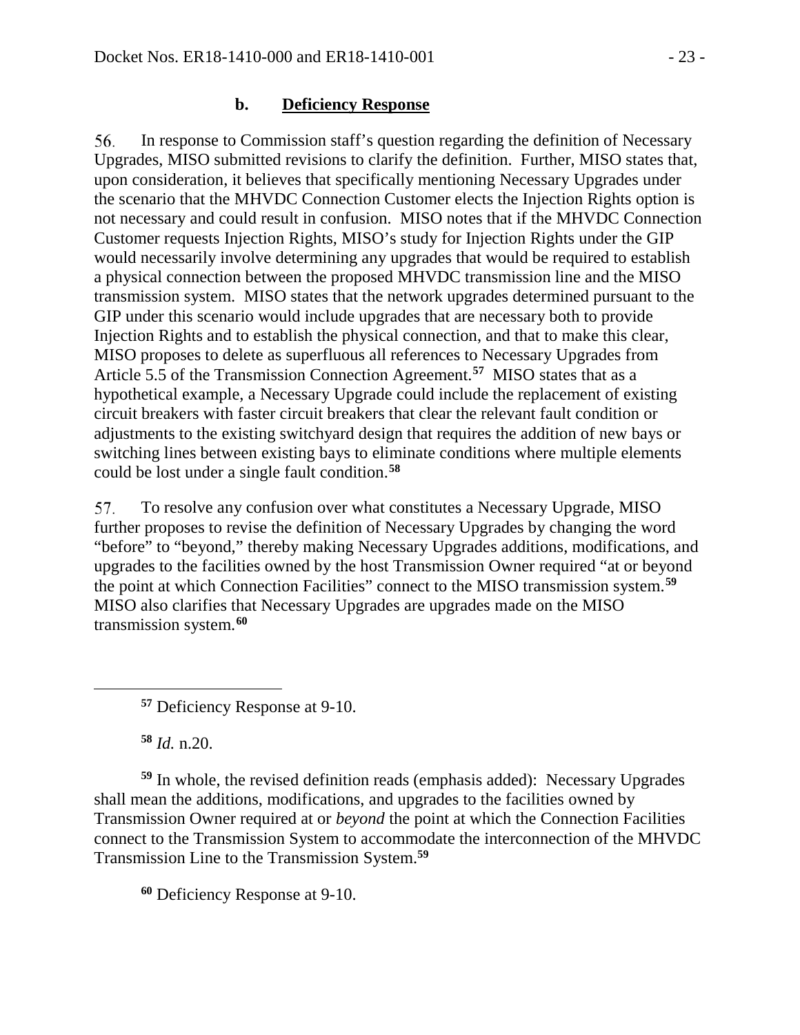### b. **Deficiency Response**

56. In response to Commission staff's question regarding the definition of Necessary Upgrades, MISO submitted revisions to clarify the definition. Further, MISO states that, upon consideration, it believes that specifically mentioning Necessary Upgrades under the scenario that the MHVDC Connection Customer elects the Injection Rights option is not necessary and could result in confusion. MISO notes that if the MHVDC Connection Customer requests Injection Rights, MISO's study for Injection Rights under the GIP would necessarily involve determining any upgrades that would be required to establish a physical connection between the proposed MHVDC transmission line and the MISO transmission system. MISO states that the network upgrades determined pursuant to the GIP under this scenario would include upgrades that are necessary both to provide Injection Rights and to establish the physical connection, and that to make this clear, MISO proposes to delete as superfluous all references to Necessary Upgrades from Article 5.5 of the Transmission Connection Agreement.[57] MISO states that as a hypothetical example, a Necessary Upgrade could include the replacement of existing circuit breakers with faster circuit breakers that clear the relevant fault condition or adjustments to the existing switchyard design that requires the addition of new bays or switching lines between existing bays to eliminate conditions where multiple elements could be lost under a single fault condition.[58]

57. To resolve any confusion over what constitutes a Necessary Upgrade, MISO further proposes to revise the definition of Necessary Upgrades by changing the word "before" to "beyond," thereby making Necessary Upgrades additions, modifications, and upgrades to the facilities owned by the host Transmission Owner required "at or beyond the point at which Connection Facilities" connect to the MISO transmission system.[59] MISO also clarifies that Necessary Upgrades are upgrades made on the MISO transmission system.[60]

---

[57] Deficiency Response at 9-10.

[58] *Id.* n.20.

[59] In whole, the revised definition reads (emphasis added): Necessary Upgrades shall mean the additions, modifications, and upgrades to the facilities owned by Transmission Owner required at or *beyond* the point at which the Connection Facilities connect to the Transmission System to accommodate the interconnection of the MHVDC Transmission Line to the Transmission System.[59]

[60] Deficiency Response at 9-10.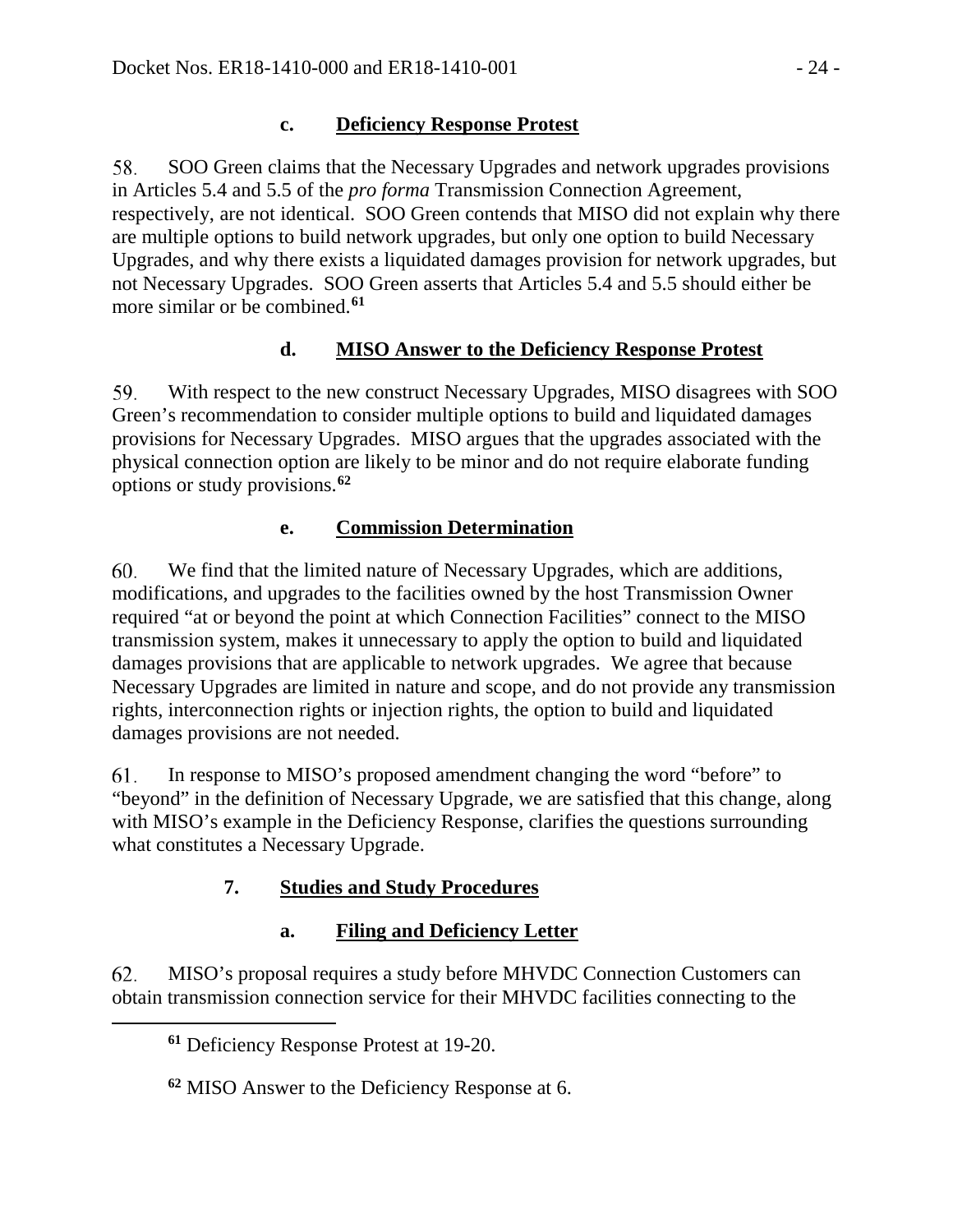#### c. Deficiency Response Protest

58. SOO Green claims that the Necessary Upgrades and network upgrades provisions in Articles 5.4 and 5.5 of the *pro forma* Transmission Connection Agreement, respectively, are not identical. SOO Green contends that MISO did not explain why there are multiple options to build network upgrades, but only one option to build Necessary Upgrades, and why there exists a liquidated damages provision for network upgrades, but not Necessary Upgrades. SOO Green asserts that Articles 5.4 and 5.5 should either be more similar or be combined.[61]

#### d. MISO Answer to the Deficiency Response Protest

59. With respect to the new construct Necessary Upgrades, MISO disagrees with SOO Green's recommendation to consider multiple options to build and liquidated damages provisions for Necessary Upgrades. MISO argues that the upgrades associated with the physical connection option are likely to be minor and do not require elaborate funding options or study provisions.[62]

#### e. Commission Determination

60. We find that the limited nature of Necessary Upgrades, which are additions, modifications, and upgrades to the facilities owned by the host Transmission Owner required "at or beyond the point at which Connection Facilities" connect to the MISO transmission system, makes it unnecessary to apply the option to build and liquidated damages provisions that are applicable to network upgrades. We agree that because Necessary Upgrades are limited in nature and scope, and do not provide any transmission rights, interconnection rights or injection rights, the option to build and liquidated damages provisions are not needed.

61. In response to MISO's proposed amendment changing the word "before" to "beyond" in the definition of Necessary Upgrade, we are satisfied that this change, along with MISO's example in the Deficiency Response, clarifies the questions surrounding what constitutes a Necessary Upgrade.

### 7. Studies and Study Procedures

#### a. Filing and Deficiency Letter

62. MISO's proposal requires a study before MHVDC Connection Customers can obtain transmission connection service for their MHVDC facilities connecting to the

---

[61] Deficiency Response Protest at 19-20.

[62] MISO Answer to the Deficiency Response at 6.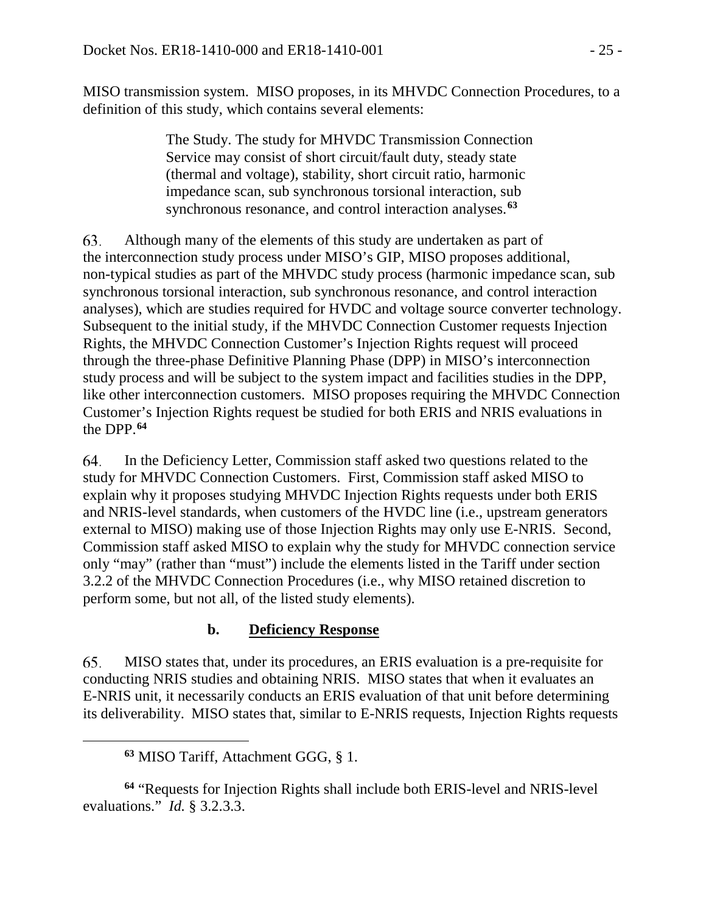MISO transmission system. MISO proposes, in its MHVDC Connection Procedures, to a definition of this study, which contains several elements:

> The Study. The study for MHVDC Transmission Connection Service may consist of short circuit/fault duty, steady state (thermal and voltage), stability, short circuit ratio, harmonic impedance scan, sub synchronous torsional interaction, sub synchronous resonance, and control interaction analyses.[63]

63. Although many of the elements of this study are undertaken as part of the interconnection study process under MISO's GIP, MISO proposes additional, non-typical studies as part of the MHVDC study process (harmonic impedance scan, sub synchronous torsional interaction, sub synchronous resonance, and control interaction analyses), which are studies required for HVDC and voltage source converter technology. Subsequent to the initial study, if the MHVDC Connection Customer requests Injection Rights, the MHVDC Connection Customer's Injection Rights request will proceed through the three-phase Definitive Planning Phase (DPP) in MISO's interconnection study process and will be subject to the system impact and facilities studies in the DPP, like other interconnection customers. MISO proposes requiring the MHVDC Connection Customer's Injection Rights request be studied for both ERIS and NRIS evaluations in the DPP.[64]

64. In the Deficiency Letter, Commission staff asked two questions related to the study for MHVDC Connection Customers. First, Commission staff asked MISO to explain why it proposes studying MHVDC Injection Rights requests under both ERIS and NRIS-level standards, when customers of the HVDC line (i.e., upstream generators external to MISO) making use of those Injection Rights may only use E-NRIS. Second, Commission staff asked MISO to explain why the study for MHVDC connection service only "may" (rather than "must") include the elements listed in the Tariff under section 3.2.2 of the MHVDC Connection Procedures (i.e., why MISO retained discretion to perform some, but not all, of the listed study elements).

### b. Deficiency Response

65. MISO states that, under its procedures, an ERIS evaluation is a pre-requisite for conducting NRIS studies and obtaining NRIS. MISO states that when it evaluates an E-NRIS unit, it necessarily conducts an ERIS evaluation of that unit before determining its deliverability. MISO states that, similar to E-NRIS requests, Injection Rights requests

---

[63] MISO Tariff, Attachment GGG, § 1.

[64] "Requests for Injection Rights shall include both ERIS-level and NRIS-level evaluations." *Id.* § 3.2.3.3.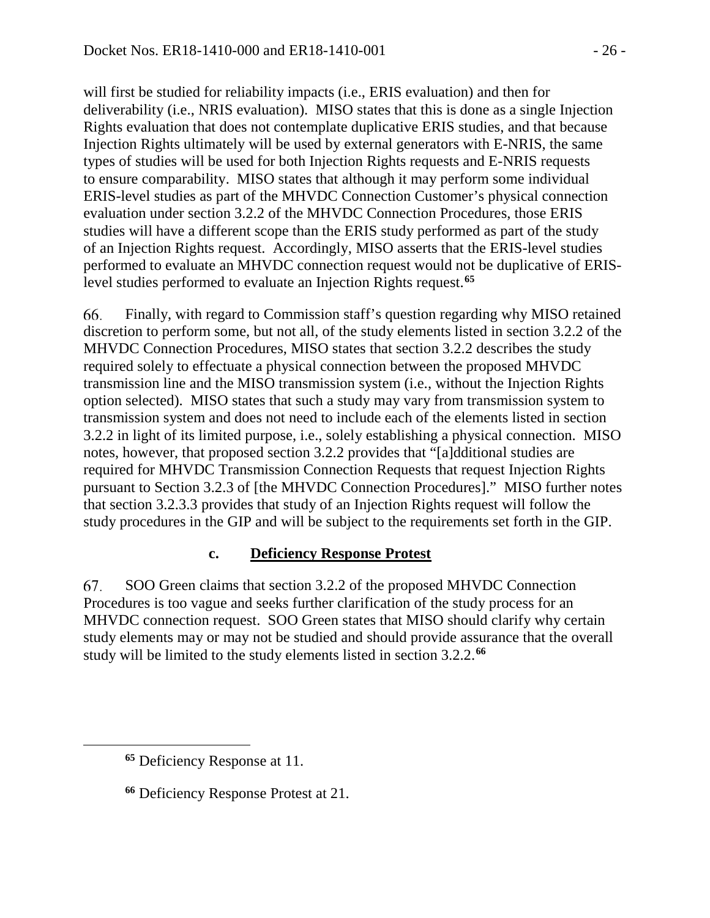will first be studied for reliability impacts (i.e., ERIS evaluation) and then for deliverability (i.e., NRIS evaluation). MISO states that this is done as a single Injection Rights evaluation that does not contemplate duplicative ERIS studies, and that because Injection Rights ultimately will be used by external generators with E-NRIS, the same types of studies will be used for both Injection Rights requests and E-NRIS requests to ensure comparability. MISO states that although it may perform some individual ERIS-level studies as part of the MHVDC Connection Customer's physical connection evaluation under section 3.2.2 of the MHVDC Connection Procedures, those ERIS studies will have a different scope than the ERIS study performed as part of the study of an Injection Rights request. Accordingly, MISO asserts that the ERIS-level studies performed to evaluate an MHVDC connection request would not be duplicative of ERIS-level studies performed to evaluate an Injection Rights request.[65]

66. Finally, with regard to Commission staff's question regarding why MISO retained discretion to perform some, but not all, of the study elements listed in section 3.2.2 of the MHVDC Connection Procedures, MISO states that section 3.2.2 describes the study required solely to effectuate a physical connection between the proposed MHVDC transmission line and the MISO transmission system (i.e., without the Injection Rights option selected). MISO states that such a study may vary from transmission system to transmission system and does not need to include each of the elements listed in section 3.2.2 in light of its limited purpose, i.e., solely establishing a physical connection. MISO notes, however, that proposed section 3.2.2 provides that "[a]dditional studies are required for MHVDC Transmission Connection Requests that request Injection Rights pursuant to Section 3.2.3 of [the MHVDC Connection Procedures]." MISO further notes that section 3.2.3.3 provides that study of an Injection Rights request will follow the study procedures in the GIP and will be subject to the requirements set forth in the GIP.

### c. Deficiency Response Protest

67. SOO Green claims that section 3.2.2 of the proposed MHVDC Connection Procedures is too vague and seeks further clarification of the study process for an MHVDC connection request. SOO Green states that MISO should clarify why certain study elements may or may not be studied and should provide assurance that the overall study will be limited to the study elements listed in section 3.2.2.[66]

---

[65] Deficiency Response at 11.

[66] Deficiency Response Protest at 21.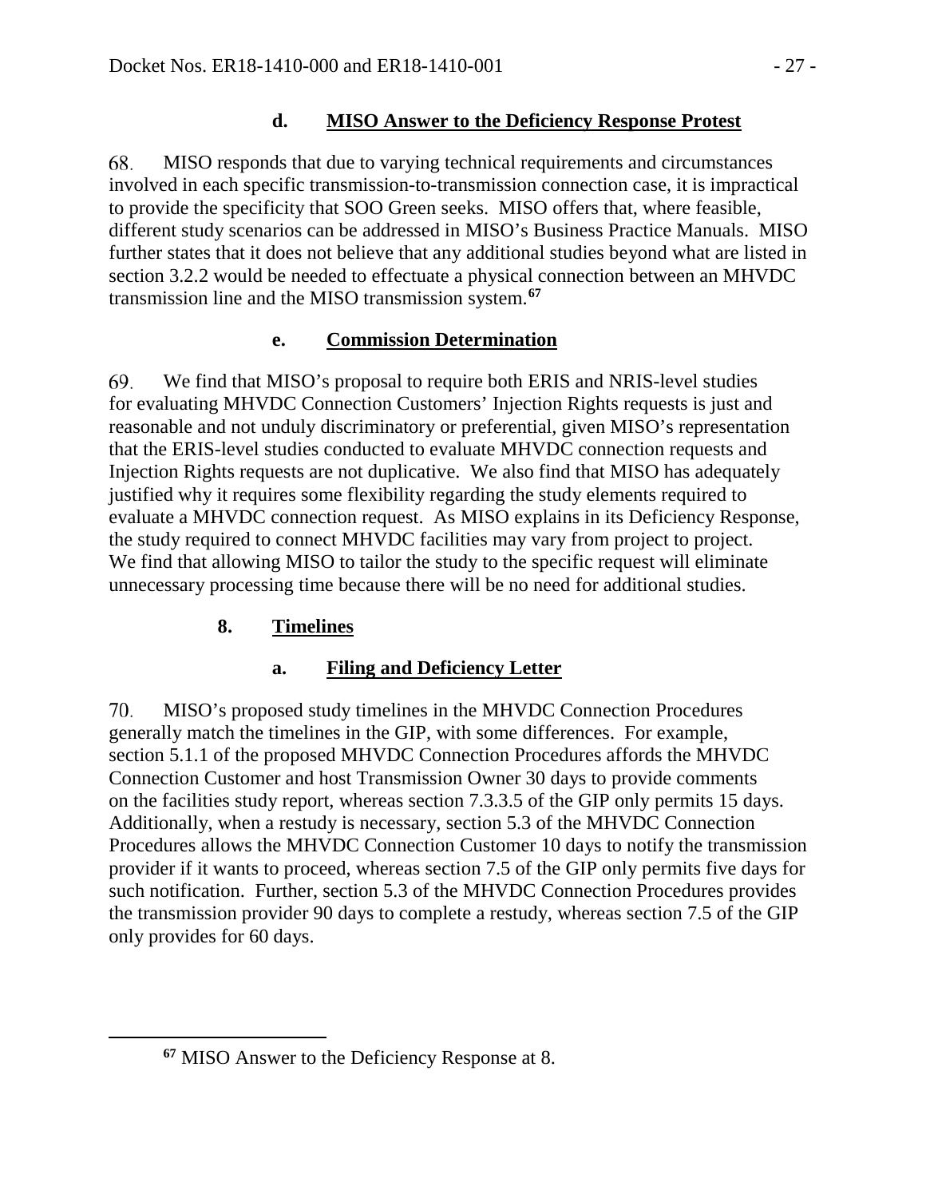### d. MISO Answer to the Deficiency Response Protest

68. MISO responds that due to varying technical requirements and circumstances involved in each specific transmission-to-transmission connection case, it is impractical to provide the specificity that SOO Green seeks. MISO offers that, where feasible, different study scenarios can be addressed in MISO's Business Practice Manuals. MISO further states that it does not believe that any additional studies beyond what are listed in section 3.2.2 would be needed to effectuate a physical connection between an MHVDC transmission line and the MISO transmission system.[67]

### e. Commission Determination

69. We find that MISO's proposal to require both ERIS and NRIS-level studies for evaluating MHVDC Connection Customers' Injection Rights requests is just and reasonable and not unduly discriminatory or preferential, given MISO's representation that the ERIS-level studies conducted to evaluate MHVDC connection requests and Injection Rights requests are not duplicative. We also find that MISO has adequately justified why it requires some flexibility regarding the study elements required to evaluate a MHVDC connection request. As MISO explains in its Deficiency Response, the study required to connect MHVDC facilities may vary from project to project. We find that allowing MISO to tailor the study to the specific request will eliminate unnecessary processing time because there will be no need for additional studies.

## 8. Timelines

### a. Filing and Deficiency Letter

70. MISO's proposed study timelines in the MHVDC Connection Procedures generally match the timelines in the GIP, with some differences. For example, section 5.1.1 of the proposed MHVDC Connection Procedures affords the MHVDC Connection Customer and host Transmission Owner 30 days to provide comments on the facilities study report, whereas section 7.3.3.5 of the GIP only permits 15 days. Additionally, when a restudy is necessary, section 5.3 of the MHVDC Connection Procedures allows the MHVDC Connection Customer 10 days to notify the transmission provider if it wants to proceed, whereas section 7.5 of the GIP only permits five days for such notification. Further, section 5.3 of the MHVDC Connection Procedures provides the transmission provider 90 days to complete a restudy, whereas section 7.5 of the GIP only provides for 60 days.

---

[67] MISO Answer to the Deficiency Response at 8.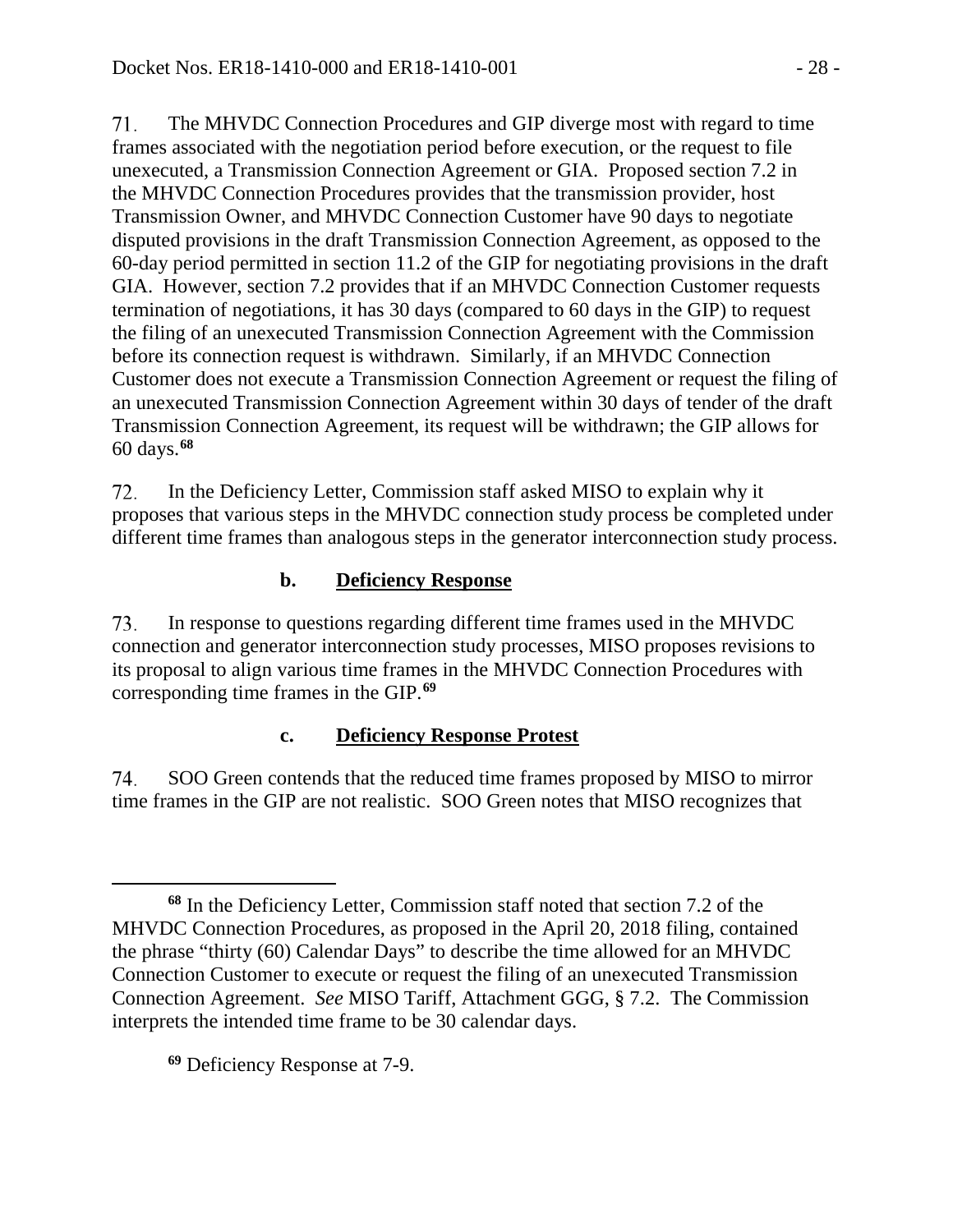71. The MHVDC Connection Procedures and GIP diverge most with regard to time frames associated with the negotiation period before execution, or the request to file unexecuted, a Transmission Connection Agreement or GIA. Proposed section 7.2 in the MHVDC Connection Procedures provides that the transmission provider, host Transmission Owner, and MHVDC Connection Customer have 90 days to negotiate disputed provisions in the draft Transmission Connection Agreement, as opposed to the 60-day period permitted in section 11.2 of the GIP for negotiating provisions in the draft GIA. However, section 7.2 provides that if an MHVDC Connection Customer requests termination of negotiations, it has 30 days (compared to 60 days in the GIP) to request the filing of an unexecuted Transmission Connection Agreement with the Commission before its connection request is withdrawn. Similarly, if an MHVDC Connection Customer does not execute a Transmission Connection Agreement or request the filing of an unexecuted Transmission Connection Agreement within 30 days of tender of the draft Transmission Connection Agreement, its request will be withdrawn; the GIP allows for 60 days.[68]

72. In the Deficiency Letter, Commission staff asked MISO to explain why it proposes that various steps in the MHVDC connection study process be completed under different time frames than analogous steps in the generator interconnection study process.

### b. Deficiency Response

73. In response to questions regarding different time frames used in the MHVDC connection and generator interconnection study processes, MISO proposes revisions to its proposal to align various time frames in the MHVDC Connection Procedures with corresponding time frames in the GIP.[69]

### c. Deficiency Response Protest

74. SOO Green contends that the reduced time frames proposed by MISO to mirror time frames in the GIP are not realistic. SOO Green notes that MISO recognizes that

---

[68] In the Deficiency Letter, Commission staff noted that section 7.2 of the MHVDC Connection Procedures, as proposed in the April 20, 2018 filing, contained the phrase "thirty (60) Calendar Days" to describe the time allowed for an MHVDC Connection Customer to execute or request the filing of an unexecuted Transmission Connection Agreement. *See* MISO Tariff, Attachment GGG, § 7.2. The Commission interprets the intended time frame to be 30 calendar days.

[69] Deficiency Response at 7-9.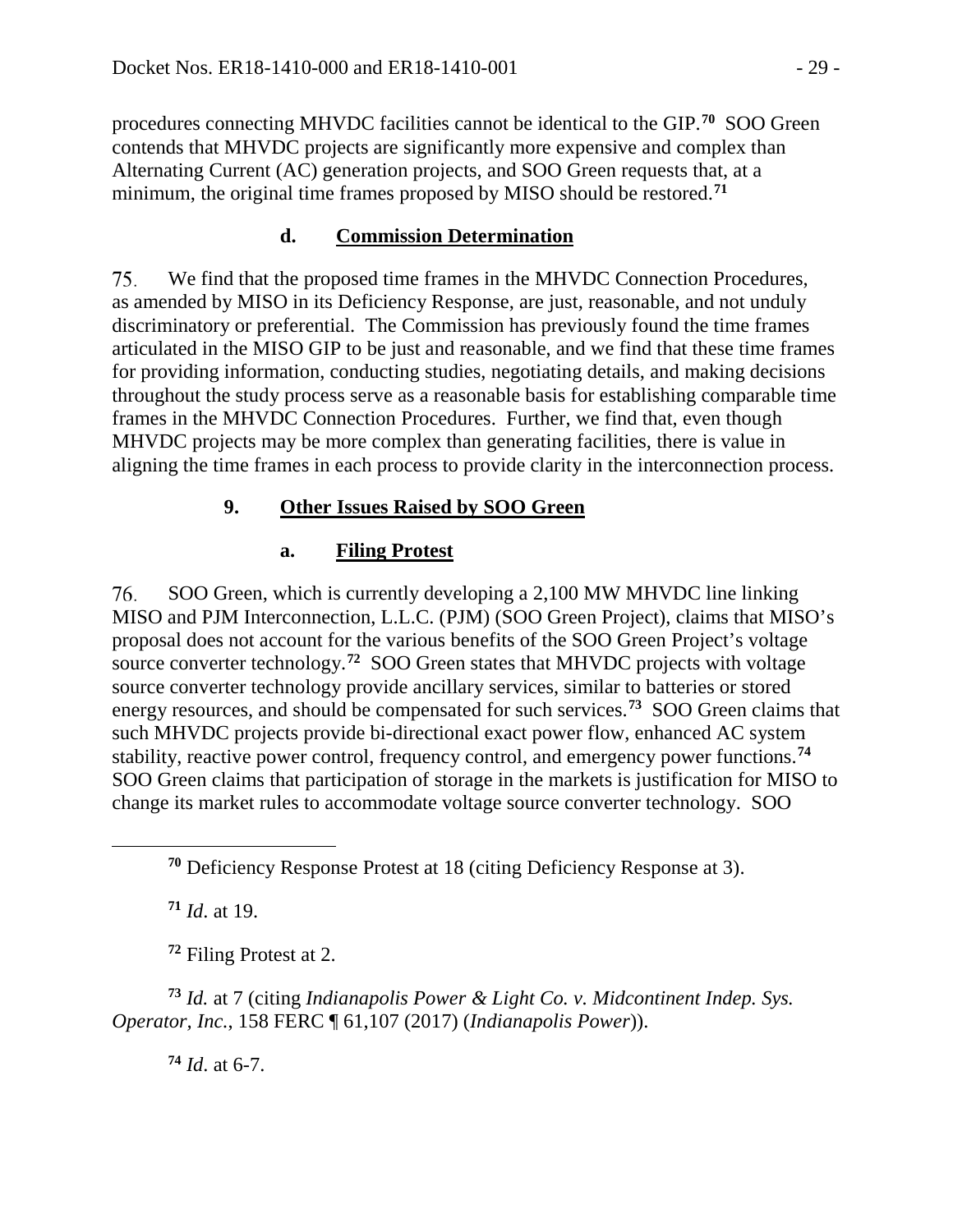procedures connecting MHVDC facilities cannot be identical to the GIP.[70] SOO Green contends that MHVDC projects are significantly more expensive and complex than Alternating Current (AC) generation projects, and SOO Green requests that, at a minimum, the original time frames proposed by MISO should be restored.[71]

#### d. Commission Determination

75. We find that the proposed time frames in the MHVDC Connection Procedures, as amended by MISO in its Deficiency Response, are just, reasonable, and not unduly discriminatory or preferential. The Commission has previously found the time frames articulated in the MISO GIP to be just and reasonable, and we find that these time frames for providing information, conducting studies, negotiating details, and making decisions throughout the study process serve as a reasonable basis for establishing comparable time frames in the MHVDC Connection Procedures. Further, we find that, even though MHVDC projects may be more complex than generating facilities, there is value in aligning the time frames in each process to provide clarity in the interconnection process.

### 9. Other Issues Raised by SOO Green

#### a. Filing Protest

76. SOO Green, which is currently developing a 2,100 MW MHVDC line linking MISO and PJM Interconnection, L.L.C. (PJM) (SOO Green Project), claims that MISO's proposal does not account for the various benefits of the SOO Green Project's voltage source converter technology.[72] SOO Green states that MHVDC projects with voltage source converter technology provide ancillary services, similar to batteries or stored energy resources, and should be compensated for such services.[73] SOO Green claims that such MHVDC projects provide bi-directional exact power flow, enhanced AC system stability, reactive power control, frequency control, and emergency power functions.[74] SOO Green claims that participation of storage in the markets is justification for MISO to change its market rules to accommodate voltage source converter technology. SOO

---

[70] Deficiency Response Protest at 18 (citing Deficiency Response at 3).

[71] *Id*. at 19.

[72] Filing Protest at 2.

[73] *Id.* at 7 (citing *Indianapolis Power & Light Co. v. Midcontinent Indep. Sys. Operator, Inc.*, 158 FERC ¶ 61,107 (2017) (*Indianapolis Power*)).

[74] *Id*. at 6-7.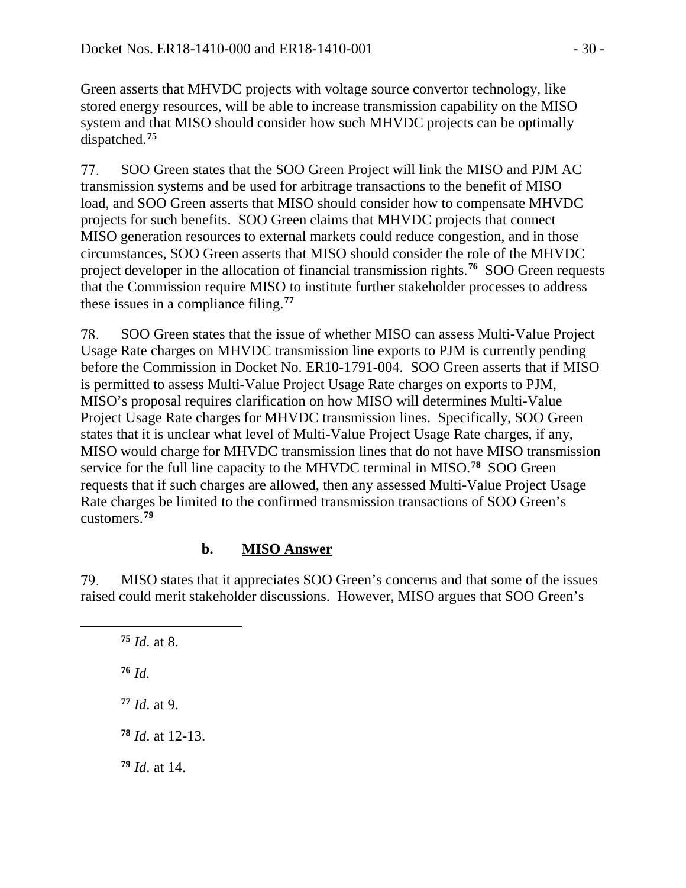Green asserts that MHVDC projects with voltage source convertor technology, like stored energy resources, will be able to increase transmission capability on the MISO system and that MISO should consider how such MHVDC projects can be optimally dispatched.[75]

77. SOO Green states that the SOO Green Project will link the MISO and PJM AC transmission systems and be used for arbitrage transactions to the benefit of MISO load, and SOO Green asserts that MISO should consider how to compensate MHVDC projects for such benefits. SOO Green claims that MHVDC projects that connect MISO generation resources to external markets could reduce congestion, and in those circumstances, SOO Green asserts that MISO should consider the role of the MHVDC project developer in the allocation of financial transmission rights.[76] SOO Green requests that the Commission require MISO to institute further stakeholder processes to address these issues in a compliance filing.[77]

78. SOO Green states that the issue of whether MISO can assess Multi-Value Project Usage Rate charges on MHVDC transmission line exports to PJM is currently pending before the Commission in Docket No. ER10-1791-004. SOO Green asserts that if MISO is permitted to assess Multi-Value Project Usage Rate charges on exports to PJM, MISO's proposal requires clarification on how MISO will determines Multi-Value Project Usage Rate charges for MHVDC transmission lines. Specifically, SOO Green states that it is unclear what level of Multi-Value Project Usage Rate charges, if any, MISO would charge for MHVDC transmission lines that do not have MISO transmission service for the full line capacity to the MHVDC terminal in MISO.[78] SOO Green requests that if such charges are allowed, then any assessed Multi-Value Project Usage Rate charges be limited to the confirmed transmission transactions of SOO Green's customers.[79]

### b. MISO Answer

79. MISO states that it appreciates SOO Green's concerns and that some of the issues raised could merit stakeholder discussions. However, MISO argues that SOO Green's

---

[75] *Id*. at 8.

[76] *Id.*

[77] *Id*. at 9.

[78] *Id*. at 12-13.

[79] *Id*. at 14.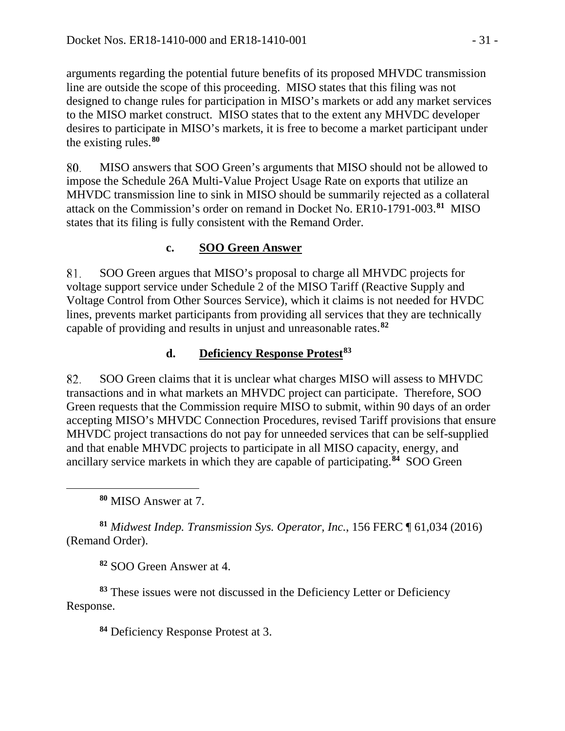arguments regarding the potential future benefits of its proposed MHVDC transmission line are outside the scope of this proceeding. MISO states that this filing was not designed to change rules for participation in MISO's markets or add any market services to the MISO market construct. MISO states that to the extent any MHVDC developer desires to participate in MISO's markets, it is free to become a market participant under the existing rules.[80]

80. MISO answers that SOO Green's arguments that MISO should not be allowed to impose the Schedule 26A Multi-Value Project Usage Rate on exports that utilize an MHVDC transmission line to sink in MISO should be summarily rejected as a collateral attack on the Commission's order on remand in Docket No. ER10-1791-003.[81] MISO states that its filing is fully consistent with the Remand Order.

### c. SOO Green Answer

81. SOO Green argues that MISO's proposal to charge all MHVDC projects for voltage support service under Schedule 2 of the MISO Tariff (Reactive Supply and Voltage Control from Other Sources Service), which it claims is not needed for HVDC lines, prevents market participants from providing all services that they are technically capable of providing and results in unjust and unreasonable rates.[82]

### d. Deficiency Response Protest[83]

82. SOO Green claims that it is unclear what charges MISO will assess to MHVDC transactions and in what markets an MHVDC project can participate. Therefore, SOO Green requests that the Commission require MISO to submit, within 90 days of an order accepting MISO's MHVDC Connection Procedures, revised Tariff provisions that ensure MHVDC project transactions do not pay for unneeded services that can be self-supplied and that enable MHVDC projects to participate in all MISO capacity, energy, and ancillary service markets in which they are capable of participating.[84] SOO Green

---

[80] MISO Answer at 7.

[81] *Midwest Indep. Transmission Sys. Operator, Inc.*, 156 FERC ¶ 61,034 (2016) (Remand Order).

[82] SOO Green Answer at 4.

[83] These issues were not discussed in the Deficiency Letter or Deficiency Response.

[84] Deficiency Response Protest at 3.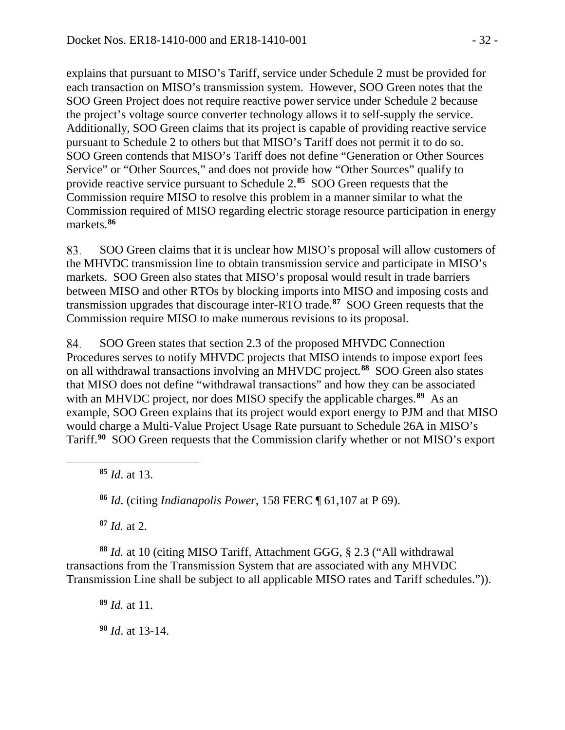explains that pursuant to MISO's Tariff, service under Schedule 2 must be provided for each transaction on MISO's transmission system. However, SOO Green notes that the SOO Green Project does not require reactive power service under Schedule 2 because the project's voltage source converter technology allows it to self-supply the service. Additionally, SOO Green claims that its project is capable of providing reactive service pursuant to Schedule 2 to others but that MISO's Tariff does not permit it to do so. SOO Green contends that MISO's Tariff does not define "Generation or Other Sources Service" or "Other Sources," and does not provide how "Other Sources" qualify to provide reactive service pursuant to Schedule 2.[85] SOO Green requests that the Commission require MISO to resolve this problem in a manner similar to what the Commission required of MISO regarding electric storage resource participation in energy markets.[86]

83. SOO Green claims that it is unclear how MISO's proposal will allow customers of the MHVDC transmission line to obtain transmission service and participate in MISO's markets. SOO Green also states that MISO's proposal would result in trade barriers between MISO and other RTOs by blocking imports into MISO and imposing costs and transmission upgrades that discourage inter-RTO trade.[87] SOO Green requests that the Commission require MISO to make numerous revisions to its proposal.

84. SOO Green states that section 2.3 of the proposed MHVDC Connection Procedures serves to notify MHVDC projects that MISO intends to impose export fees on all withdrawal transactions involving an MHVDC project.[88] SOO Green also states that MISO does not define "withdrawal transactions" and how they can be associated with an MHVDC project, nor does MISO specify the applicable charges.[89] As an example, SOO Green explains that its project would export energy to PJM and that MISO would charge a Multi-Value Project Usage Rate pursuant to Schedule 26A in MISO's Tariff.[90] SOO Green requests that the Commission clarify whether or not MISO's export

---

[85] *Id*. at 13.

[86] *Id*. (citing *Indianapolis Power*, 158 FERC ¶ 61,107 at P 69).

[87] *Id.* at 2.

[88] *Id.* at 10 (citing MISO Tariff, Attachment GGG, § 2.3 ("All withdrawal transactions from the Transmission System that are associated with any MHVDC Transmission Line shall be subject to all applicable MISO rates and Tariff schedules.")).

[89] *Id.* at 11.

[90] *Id*. at 13-14.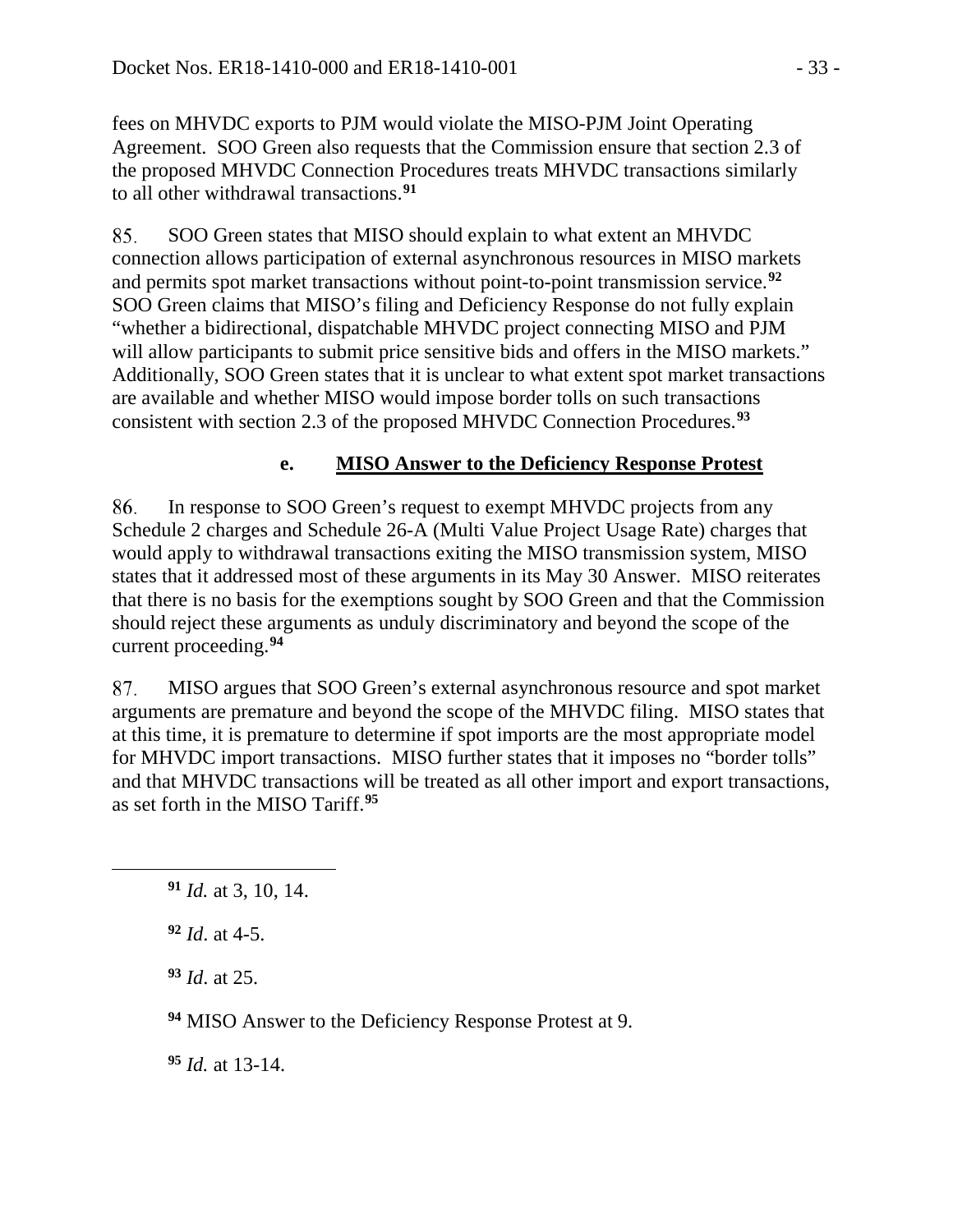fees on MHVDC exports to PJM would violate the MISO-PJM Joint Operating Agreement. SOO Green also requests that the Commission ensure that section 2.3 of the proposed MHVDC Connection Procedures treats MHVDC transactions similarly to all other withdrawal transactions.[91]

85. SOO Green states that MISO should explain to what extent an MHVDC connection allows participation of external asynchronous resources in MISO markets and permits spot market transactions without point-to-point transmission service.[92] SOO Green claims that MISO's filing and Deficiency Response do not fully explain "whether a bidirectional, dispatchable MHVDC project connecting MISO and PJM will allow participants to submit price sensitive bids and offers in the MISO markets." Additionally, SOO Green states that it is unclear to what extent spot market transactions are available and whether MISO would impose border tolls on such transactions consistent with section 2.3 of the proposed MHVDC Connection Procedures.[93]

#### e. MISO Answer to the Deficiency Response Protest

86. In response to SOO Green's request to exempt MHVDC projects from any Schedule 2 charges and Schedule 26-A (Multi Value Project Usage Rate) charges that would apply to withdrawal transactions exiting the MISO transmission system, MISO states that it addressed most of these arguments in its May 30 Answer. MISO reiterates that there is no basis for the exemptions sought by SOO Green and that the Commission should reject these arguments as unduly discriminatory and beyond the scope of the current proceeding.[94]

87. MISO argues that SOO Green's external asynchronous resource and spot market arguments are premature and beyond the scope of the MHVDC filing. MISO states that at this time, it is premature to determine if spot imports are the most appropriate model for MHVDC import transactions. MISO further states that it imposes no "border tolls" and that MHVDC transactions will be treated as all other import and export transactions, as set forth in the MISO Tariff.[95]

---

[91] *Id.* at 3, 10, 14.

[92] *Id*. at 4-5.

[93] *Id*. at 25.

[94] MISO Answer to the Deficiency Response Protest at 9.

[95] *Id.* at 13-14.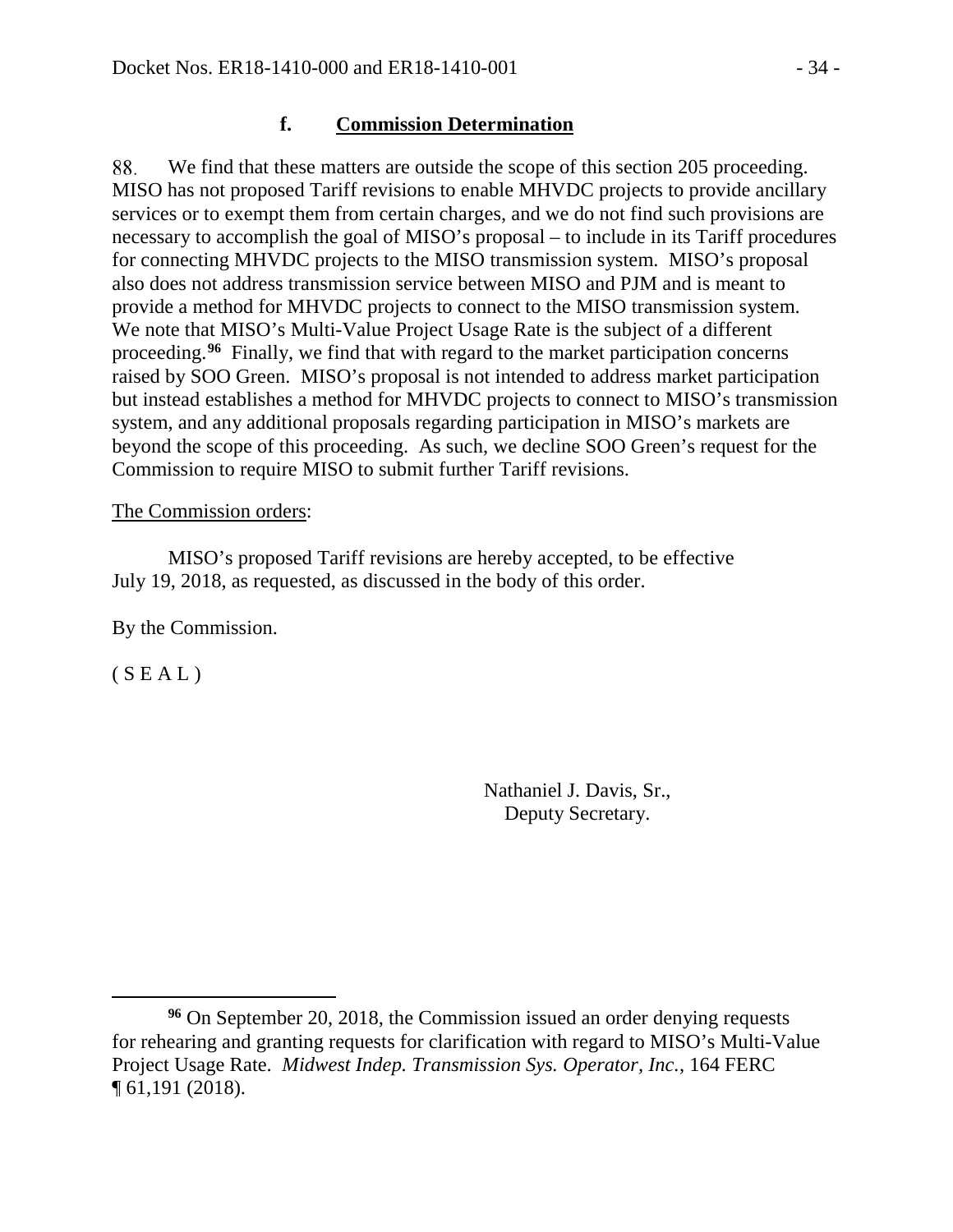#### f. **Commission Determination**

88. We find that these matters are outside the scope of this section 205 proceeding. MISO has not proposed Tariff revisions to enable MHVDC projects to provide ancillary services or to exempt them from certain charges, and we do not find such provisions are necessary to accomplish the goal of MISO's proposal – to include in its Tariff procedures for connecting MHVDC projects to the MISO transmission system. MISO's proposal also does not address transmission service between MISO and PJM and is meant to provide a method for MHVDC projects to connect to the MISO transmission system. We note that MISO's Multi-Value Project Usage Rate is the subject of a different proceeding.[96] Finally, we find that with regard to the market participation concerns raised by SOO Green. MISO's proposal is not intended to address market participation but instead establishes a method for MHVDC projects to connect to MISO's transmission system, and any additional proposals regarding participation in MISO's markets are beyond the scope of this proceeding. As such, we decline SOO Green's request for the Commission to require MISO to submit further Tariff revisions.

The Commission orders:

MISO's proposed Tariff revisions are hereby accepted, to be effective July 19, 2018, as requested, as discussed in the body of this order.

By the Commission.

( S E A L )

Nathaniel J. Davis, Sr.,
Deputy Secretary.

---

[96] On September 20, 2018, the Commission issued an order denying requests for rehearing and granting requests for clarification with regard to MISO's Multi-Value Project Usage Rate. *Midwest Indep. Transmission Sys. Operator, Inc.*, 164 FERC ¶ 61,191 (2018).